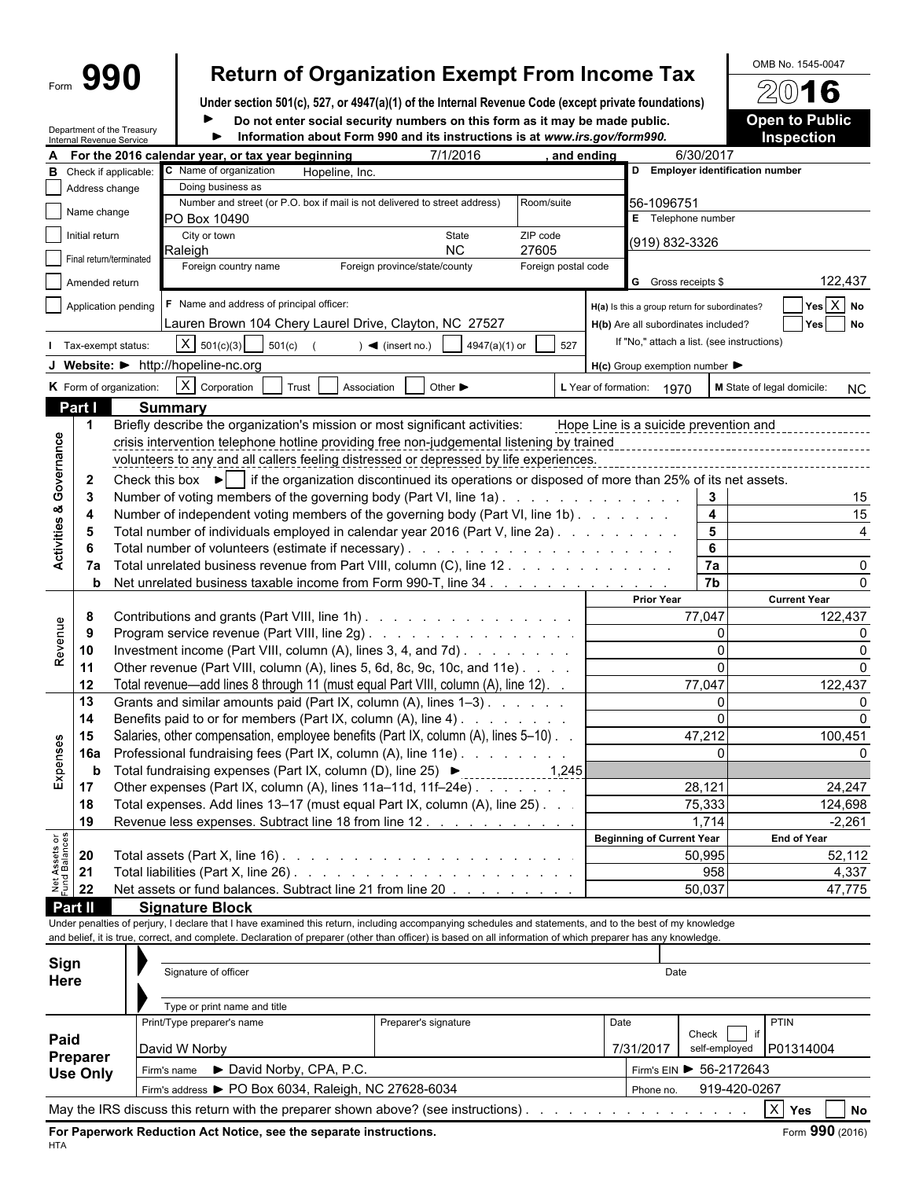Form **990**

# Return of Organization Exempt From Income Tax

**Under section 501(c), 527, or 4947(a)(1) of the Internal Revenue Code (except private foundations)**

► Do not enter social security numbers on this form as it may be made public.

► Information about Form 990 and its instructions is at *www.irs.gov/form990.*

Department of the Treasury
Internal Revenue Service

OMB No. 1545-0047

**2016**

**Open to Public Inspection**

**A** For the 2016 calendar year, or tax year beginning 7/1/2016 , and ending 6/30/2017

**B** Check if applicable:
- Address change
- Name change
- Initial return
- Final return/terminated
- Amended return
- Application pending

**C** Name of organization: Hopeline, Inc.

Doing business as

Number and street (or P.O. box if mail is not delivered to street address): PO Box 10490 | Room/suite

City or town: Raleigh | State: NC | ZIP code: 27605

Foreign country name | Foreign province/state/county | Foreign postal code

**D** Employer identification number: 56-1096751

**E** Telephone number: (919) 832-3326

**G** Gross receipts $ 122,437

**F** Name and address of principal officer: Lauren Brown 104 Chery Laurel Drive, Clayton, NC 27527

**H(a)** Is this a group return for subordinates? Yes [X] No

**H(b)** Are all subordinates included? Yes No

If "No," attach a list. (see instructions)

**H(c)** Group exemption number ►

**I** Tax-exempt status: [X] 501(c)(3) 501(c) ( ) ◄ (insert no.) 4947(a)(1) or 527

**J** Website: ► http://hopeline-nc.org

**K** Form of organization: [X] Corporation Trust Association Other ►

**L** Year of formation: 1970 **M** State of legal domicile: NC

## Part I Summary

**Activities & Governance**

1 Briefly describe the organization's mission or most significant activities: Hope Line is a suicide prevention and crisis intervention telephone hotline providing free non-judgemental listening by trained volunteers to any and all callers feeling distressed or depressed by life experiences.

2 Check this box ► [ ] if the organization discontinued its operations or disposed of more than 25% of its net assets.

| | | | |
|---|---|---|---|
| 3 | Number of voting members of the governing body (Part VI, line 1a) | 3 | 15 |
| 4 | Number of independent voting members of the governing body (Part VI, line 1b) | 4 | 15 |
| 5 | Total number of individuals employed in calendar year 2016 (Part V, line 2a) | 5 | 4 |
| 6 | Total number of volunteers (estimate if necessary) | 6 | |
| 7a | Total unrelated business revenue from Part VIII, column (C), line 12 | 7a | 0 |
| b | Net unrelated business taxable income from Form 990-T, line 34 | 7b | 0 |

| | | | Prior Year | Current Year |
|---|---|---|---|---|
| **Revenue** | 8 | Contributions and grants (Part VIII, line 1h) | 77,047 | 122,437 |
| | 9 | Program service revenue (Part VIII, line 2g) | 0 | 0 |
| | 10 | Investment income (Part VIII, column (A), lines 3, 4, and 7d) | 0 | 0 |
| | 11 | Other revenue (Part VIII, column (A), lines 5, 6d, 8c, 9c, 10c, and 11e) | 0 | 0 |
| | 12 | Total revenue—add lines 8 through 11 (must equal Part VIII, column (A), line 12) | 77,047 | 122,437 |
| **Expenses** | 13 | Grants and similar amounts paid (Part IX, column (A), lines 1–3) | 0 | 0 |
| | 14 | Benefits paid to or for members (Part IX, column (A), line 4) | 0 | 0 |
| | 15 | Salaries, other compensation, employee benefits (Part IX, column (A), lines 5–10) | 47,212 | 100,451 |
| | 16a | Professional fundraising fees (Part IX, column (A), line 11e) | 0 | 0 |
| | b | Total fundraising expenses (Part IX, column (D), line 25) ► 1,245 | | |
| | 17 | Other expenses (Part IX, column (A), lines 11a–11d, 11f–24e) | 28,121 | 24,247 |
| | 18 | Total expenses. Add lines 13–17 (must equal Part IX, column (A), line 25) | 75,333 | 124,698 |
| | 19 | Revenue less expenses. Subtract line 18 from line 12 | 1,714 | -2,261 |

| | | | Beginning of Current Year | End of Year |
|---|---|---|---|---|
| **Net Assets or Fund Balances** | 20 | Total assets (Part X, line 16) | 50,995 | 52,112 |
| | 21 | Total liabilities (Part X, line 26) | 958 | 4,337 |
| | 22 | Net assets or fund balances. Subtract line 21 from line 20 | 50,037 | 47,775 |

## Part II Signature Block

Under penalties of perjury, I declare that I have examined this return, including accompanying schedules and statements, and to the best of my knowledge and belief, it is true, correct, and complete. Declaration of preparer (other than officer) is based on all information of which preparer has any knowledge.

**Sign Here**

Signature of officer | Date

Type or print name and title

**Paid Preparer Use Only**

| Print/Type preparer's name | Preparer's signature | Date | Check if self-employed | PTIN |
|---|---|---|---|---|
| David W Norby | | 7/31/2017 | | P01314004 |

Firm's name ► David Norby, CPA, P.C. | Firm's EIN ► 56-2172643

Firm's address ► PO Box 6034, Raleigh, NC 27628-6034 | Phone no. 919-420-0267

May the IRS discuss this return with the preparer shown above? (see instructions) [X] Yes No

**For Paperwork Reduction Act Notice, see the separate instructions.** Form **990** (2016)

HTA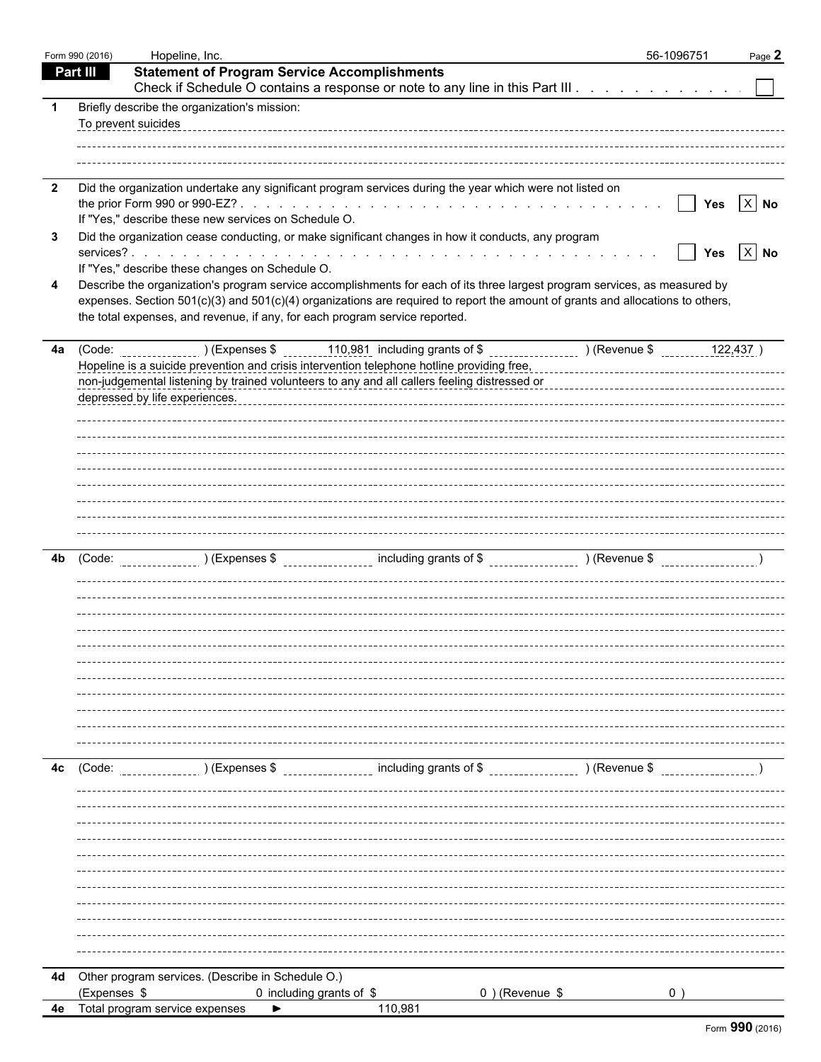Form 990 (2016) Hopeline, Inc. 56-1096751 Page **2**

## Part III Statement of Program Service Accomplishments

Check if Schedule O contains a response or note to any line in this Part III . . . . . . . . . . . . ☐

**1** Briefly describe the organization's mission:

To prevent suicides

**2** Did the organization undertake any significant program services during the year which were not listed on the prior Form 990 or 990-EZ? . . . . . . . . . . . . . . . . . . . . . . . . . . . . . ☐ Yes ☒ No

If "Yes," describe these new services on Schedule O.

**3** Did the organization cease conducting, or make significant changes in how it conducts, any program services? . . . . . . . . . . . . . . . . . . . . . . . . . . . . . . . . . . . . ☐ Yes ☒ No

If "Yes," describe these changes on Schedule O.

**4** Describe the organization's program service accomplishments for each of its three largest program services, as measured by expenses. Section 501(c)(3) and 501(c)(4) organizations are required to report the amount of grants and allocations to others, the total expenses, and revenue, if any, for each program service reported.

**4a** (Code: ) (Expenses $ 110,981 including grants of $ ) (Revenue $ 122,437 )

Hopeline is a suicide prevention and crisis intervention telephone hotline providing free, non-judgemental listening by trained volunteers to any and all callers feeling distressed or depressed by life experiences.

**4b** (Code: ) (Expenses $ including grants of $ ) (Revenue $ )

**4c** (Code: ) (Expenses $ including grants of $ ) (Revenue $ )

**4d** Other program services. (Describe in Schedule O.)
(Expenses $ 0 including grants of $ 0 ) (Revenue $ 0 )

**4e** Total program service expenses ► 110,981

Form **990** (2016)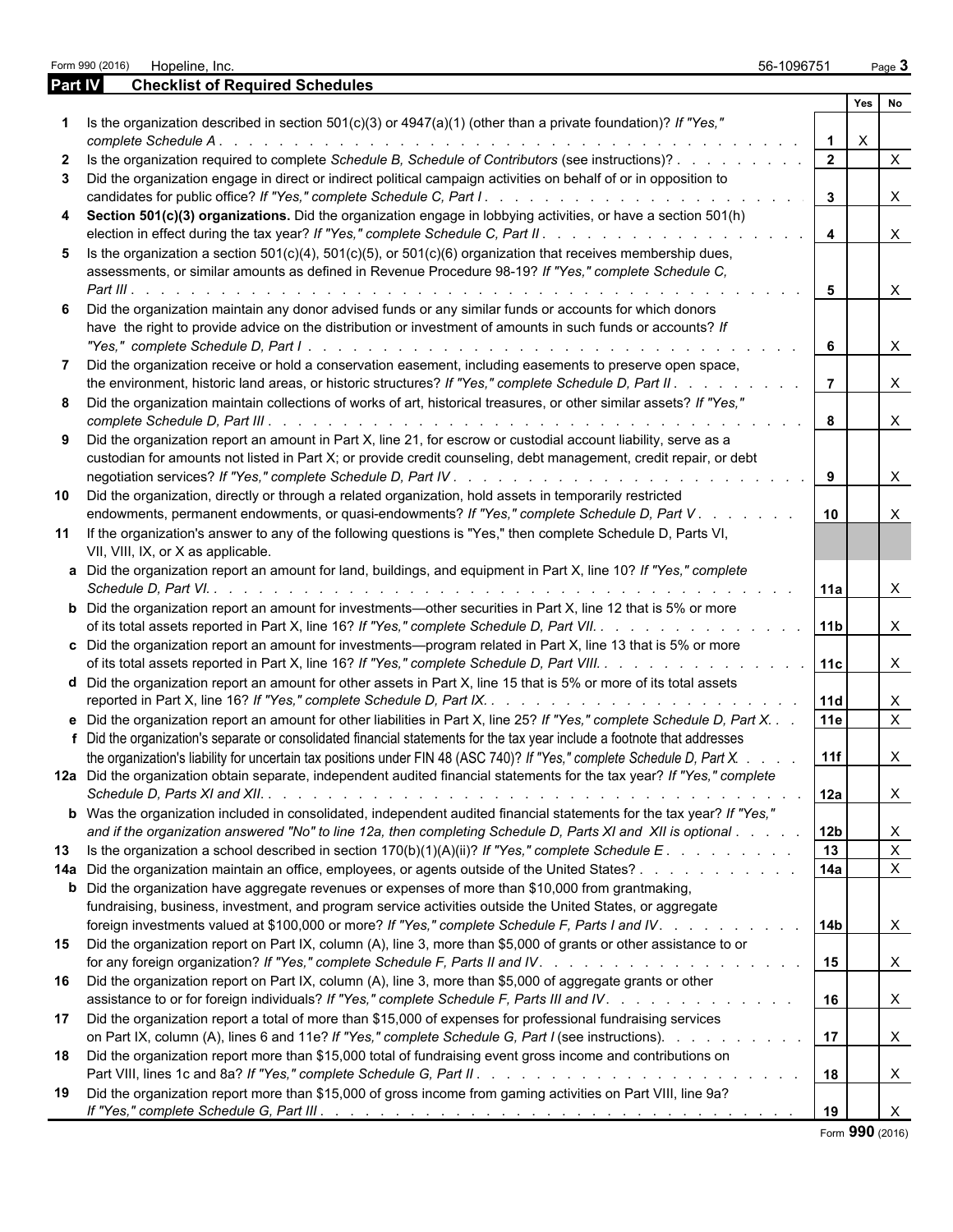Form 990 (2016) Hopeline, Inc. 56-1096751

## Part IV Checklist of Required Schedules

| | | | Yes | No |
|---|---|---|---|---|
| **1** | Is the organization described in section 501(c)(3) or 4947(a)(1) (other than a private foundation)? *If "Yes," complete Schedule A* | 1 | X | |
| **2** | Is the organization required to complete *Schedule B, Schedule of Contributors* (see instructions)? | 2 | | X |
| **3** | Did the organization engage in direct or indirect political campaign activities on behalf of or in opposition to candidates for public office? *If "Yes," complete Schedule C, Part I* | 3 | | X |
| **4** | **Section 501(c)(3) organizations.** Did the organization engage in lobbying activities, or have a section 501(h) election in effect during the tax year? *If "Yes," complete Schedule C, Part II* | 4 | | X |
| **5** | Is the organization a section 501(c)(4), 501(c)(5), or 501(c)(6) organization that receives membership dues, assessments, or similar amounts as defined in Revenue Procedure 98-19? *If "Yes," complete Schedule C, Part III* | 5 | | X |
| **6** | Did the organization maintain any donor advised funds or any similar funds or accounts for which donors have the right to provide advice on the distribution or investment of amounts in such funds or accounts? *If "Yes," complete Schedule D, Part I* | 6 | | X |
| **7** | Did the organization receive or hold a conservation easement, including easements to preserve open space, the environment, historic land areas, or historic structures? *If "Yes," complete Schedule D, Part II* | 7 | | X |
| **8** | Did the organization maintain collections of works of art, historical treasures, or other similar assets? *If "Yes," complete Schedule D, Part III* | 8 | | X |
| **9** | Did the organization report an amount in Part X, line 21, for escrow or custodial account liability, serve as a custodian for amounts not listed in Part X; or provide credit counseling, debt management, credit repair, or debt negotiation services? *If "Yes," complete Schedule D, Part IV* | 9 | | X |
| **10** | Did the organization, directly or through a related organization, hold assets in temporarily restricted endowments, permanent endowments, or quasi-endowments? *If "Yes," complete Schedule D, Part V* | 10 | | X |
| **11** | If the organization's answer to any of the following questions is "Yes," then complete Schedule D, Parts VI, VII, VIII, IX, or X as applicable. | | | |
| **a** | Did the organization report an amount for land, buildings, and equipment in Part X, line 10? *If "Yes," complete Schedule D, Part VI.* | 11a | | X |
| **b** | Did the organization report an amount for investments—other securities in Part X, line 12 that is 5% or more of its total assets reported in Part X, line 16? *If "Yes," complete Schedule D, Part VII.* | 11b | | X |
| **c** | Did the organization report an amount for investments—program related in Part X, line 13 that is 5% or more of its total assets reported in Part X, line 16? *If "Yes," complete Schedule D, Part VIII.* | 11c | | X |
| **d** | Did the organization report an amount for other assets in Part X, line 15 that is 5% or more of its total assets reported in Part X, line 16? *If "Yes," complete Schedule D, Part IX.* | 11d | | X |
| **e** | Did the organization report an amount for other liabilities in Part X, line 25? *If "Yes," complete Schedule D, Part X.* | 11e | | X |
| **f** | Did the organization's separate or consolidated financial statements for the tax year include a footnote that addresses the organization's liability for uncertain tax positions under FIN 48 (ASC 740)? *If "Yes," complete Schedule D, Part X.* | 11f | | X |
| **12a** | Did the organization obtain separate, independent audited financial statements for the tax year? *If "Yes," complete Schedule D, Parts XI and XII.* | 12a | | X |
| **b** | Was the organization included in consolidated, independent audited financial statements for the tax year? *If "Yes," and if the organization answered "No" to line 12a, then completing Schedule D, Parts XI and XII is optional* | 12b | | X |
| **13** | Is the organization a school described in section 170(b)(1)(A)(ii)? *If "Yes," complete Schedule E* | 13 | | X |
| **14a** | Did the organization maintain an office, employees, or agents outside of the United States? | 14a | | X |
| **b** | Did the organization have aggregate revenues or expenses of more than $10,000 from grantmaking, fundraising, business, investment, and program service activities outside the United States, or aggregate foreign investments valued at $100,000 or more? *If "Yes," complete Schedule F, Parts I and IV* | 14b | | X |
| **15** | Did the organization report on Part IX, column (A), line 3, more than $5,000 of grants or other assistance to or for any foreign organization? *If "Yes," complete Schedule F, Parts II and IV* | 15 | | X |
| **16** | Did the organization report on Part IX, column (A), line 3, more than $5,000 of aggregate grants or other assistance to or for foreign individuals? *If "Yes," complete Schedule F, Parts III and IV* | 16 | | X |
| **17** | Did the organization report a total of more than $15,000 of expenses for professional fundraising services on Part IX, column (A), lines 6 and 11e? *If "Yes," complete Schedule G, Part I* (see instructions) | 17 | | X |
| **18** | Did the organization report more than $15,000 total of fundraising event gross income and contributions on Part VIII, lines 1c and 8a? *If "Yes," complete Schedule G, Part II* | 18 | | X |
| **19** | Did the organization report more than $15,000 of gross income from gaming activities on Part VIII, line 9a? *If "Yes," complete Schedule G, Part III* | 19 | | X |

Form **990** (2016)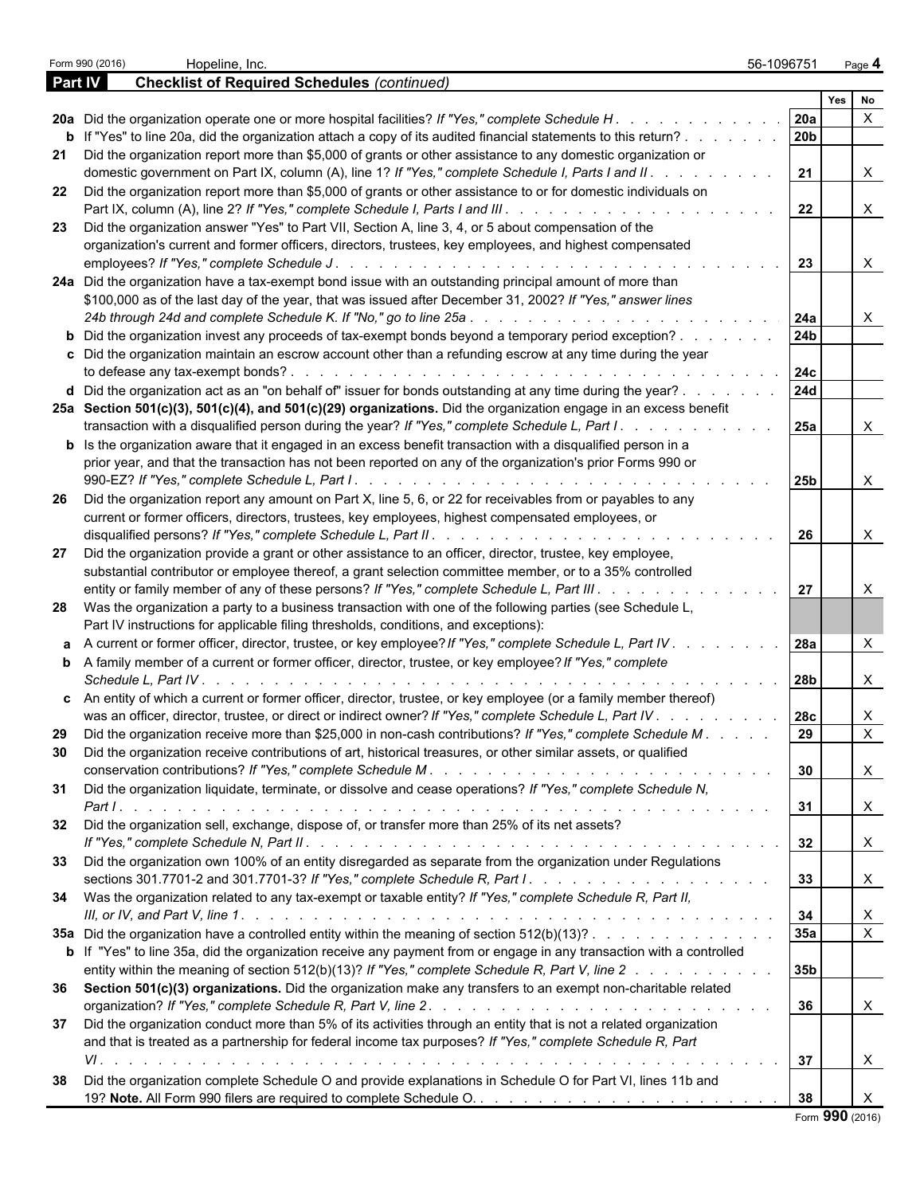Form 990 (2016) Hopeline, Inc. 56-1096751 Page 4

**Part IV Checklist of Required Schedules** *(continued)*

| | | | Yes | No |
|---|---|---|---|---|
| 20a | Did the organization operate one or more hospital facilities? *If "Yes," complete Schedule H* | 20a | | X |
| b | If "Yes" to line 20a, did the organization attach a copy of its audited financial statements to this return? | 20b | | |
| 21 | Did the organization report more than $5,000 of grants or other assistance to any domestic organization or domestic government on Part IX, column (A), line 1? *If "Yes," complete Schedule I, Parts I and II* | 21 | | X |
| 22 | Did the organization report more than $5,000 of grants or other assistance to or for domestic individuals on Part IX, column (A), line 2? *If "Yes," complete Schedule I, Parts I and III* | 22 | | X |
| 23 | Did the organization answer "Yes" to Part VII, Section A, line 3, 4, or 5 about compensation of the organization's current and former officers, directors, trustees, key employees, and highest compensated employees? *If "Yes," complete Schedule J* | 23 | | X |
| 24a | Did the organization have a tax-exempt bond issue with an outstanding principal amount of more than $100,000 as of the last day of the year, that was issued after December 31, 2002? *If "Yes," answer lines 24b through 24d and complete Schedule K. If "No," go to line 25a* | 24a | | X |
| b | Did the organization invest any proceeds of tax-exempt bonds beyond a temporary period exception? | 24b | | |
| c | Did the organization maintain an escrow account other than a refunding escrow at any time during the year to defease any tax-exempt bonds? | 24c | | |
| d | Did the organization act as an "on behalf of" issuer for bonds outstanding at any time during the year? | 24d | | |
| 25a | **Section 501(c)(3), 501(c)(4), and 501(c)(29) organizations.** Did the organization engage in an excess benefit transaction with a disqualified person during the year? *If "Yes," complete Schedule L, Part I* | 25a | | X |
| b | Is the organization aware that it engaged in an excess benefit transaction with a disqualified person in a prior year, and that the transaction has not been reported on any of the organization's prior Forms 990 or 990-EZ? *If "Yes," complete Schedule L, Part I* | 25b | | X |
| 26 | Did the organization report any amount on Part X, line 5, 6, or 22 for receivables from or payables to any current or former officers, directors, trustees, key employees, highest compensated employees, or disqualified persons? *If "Yes," complete Schedule L, Part II* | 26 | | X |
| 27 | Did the organization provide a grant or other assistance to an officer, director, trustee, key employee, substantial contributor or employee thereof, a grant selection committee member, or to a 35% controlled entity or family member of any of these persons? *If "Yes," complete Schedule L, Part III* | 27 | | X |
| 28 | Was the organization a party to a business transaction with one of the following parties (see Schedule L, Part IV instructions for applicable filing thresholds, conditions, and exceptions): | | | |
| a | A current or former officer, director, trustee, or key employee? *If "Yes," complete Schedule L, Part IV* | 28a | | X |
| b | A family member of a current or former officer, director, trustee, or key employee? *If "Yes," complete Schedule L, Part IV* | 28b | | X |
| c | An entity of which a current or former officer, director, trustee, or key employee (or a family member thereof) was an officer, director, trustee, or direct or indirect owner? *If "Yes," complete Schedule L, Part IV* | 28c | | X |
| 29 | Did the organization receive more than $25,000 in non-cash contributions? *If "Yes," complete Schedule M* | 29 | | X |
| 30 | Did the organization receive contributions of art, historical treasures, or other similar assets, or qualified conservation contributions? *If "Yes," complete Schedule M* | 30 | | X |
| 31 | Did the organization liquidate, terminate, or dissolve and cease operations? *If "Yes," complete Schedule N, Part I* | 31 | | X |
| 32 | Did the organization sell, exchange, dispose of, or transfer more than 25% of its net assets? *If "Yes," complete Schedule N, Part II* | 32 | | X |
| 33 | Did the organization own 100% of an entity disregarded as separate from the organization under Regulations sections 301.7701-2 and 301.7701-3? *If "Yes," complete Schedule R, Part I* | 33 | | X |
| 34 | Was the organization related to any tax-exempt or taxable entity? *If "Yes," complete Schedule R, Part II, III, or IV, and Part V, line 1* | 34 | | X |
| 35a | Did the organization have a controlled entity within the meaning of section 512(b)(13)? | 35a | | X |
| b | If "Yes" to line 35a, did the organization receive any payment from or engage in any transaction with a controlled entity within the meaning of section 512(b)(13)? *If "Yes," complete Schedule R, Part V, line 2* | 35b | | |
| 36 | **Section 501(c)(3) organizations.** Did the organization make any transfers to an exempt non-charitable related organization? *If "Yes," complete Schedule R, Part V, line 2* | 36 | | X |
| 37 | Did the organization conduct more than 5% of its activities through an entity that is not a related organization and that is treated as a partnership for federal income tax purposes? *If "Yes," complete Schedule R, Part VI* | 37 | | X |
| 38 | Did the organization complete Schedule O and provide explanations in Schedule O for Part VI, lines 11b and 19? **Note.** All Form 990 filers are required to complete Schedule O. | 38 | | X |

Form **990** (2016)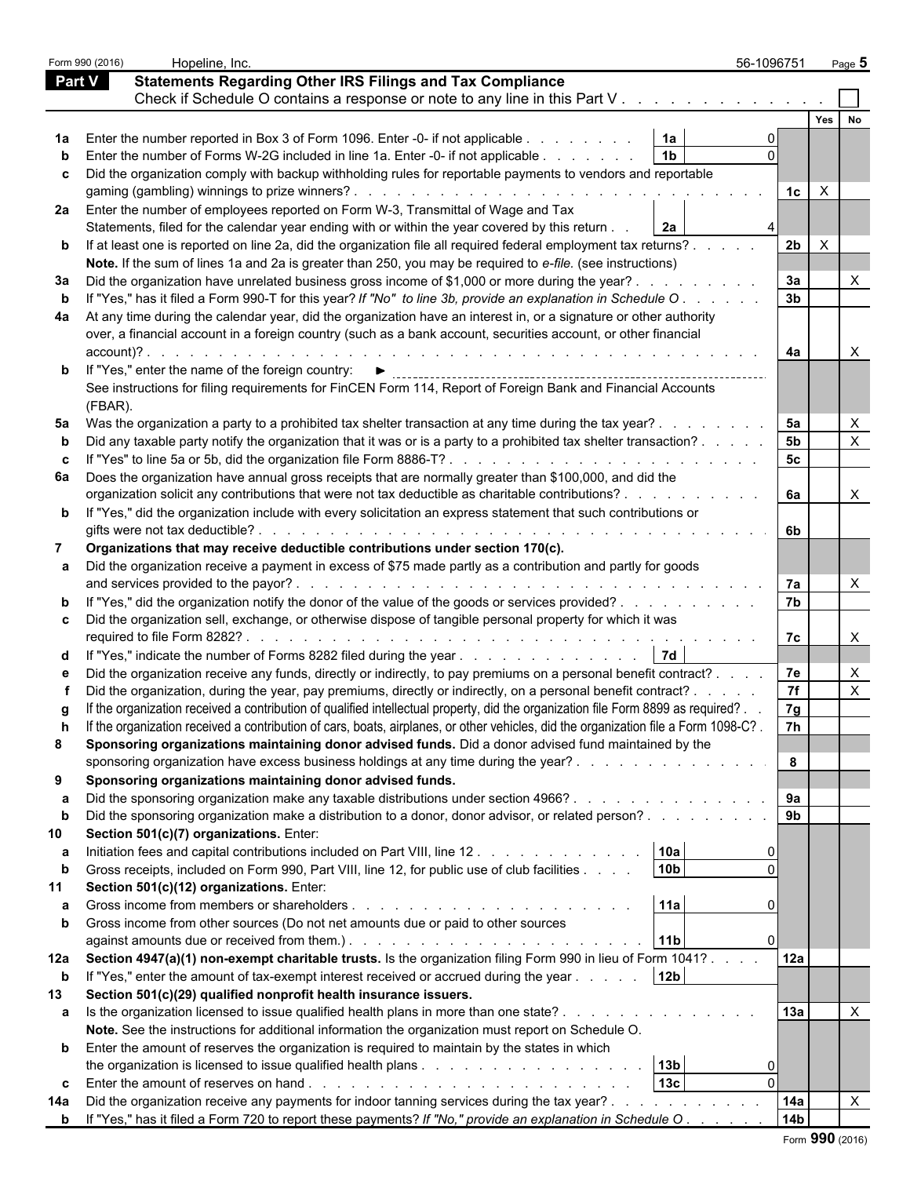Form 990 (2016) Hopeline, Inc. 56-1096751 Page **5**

## Part V Statements Regarding Other IRS Filings and Tax Compliance

Check if Schedule O contains a response or note to any line in this Part V . . . . . . . . . . . . . ☐

| | | | | | Yes | No |
|---|---|---|---|---|---|---|
| **1a** | Enter the number reported in Box 3 of Form 1096. Enter -0- if not applicable . . . . . . . . | **1a** | 0 | | | |
| **b** | Enter the number of Forms W-2G included in line 1a. Enter -0- if not applicable . . . . . . . | **1b** | 0 | | | |
| **c** | Did the organization comply with backup withholding rules for reportable payments to vendors and reportable gaming (gambling) winnings to prize winners? . . . . . . . . . . . . . . . . . . . . . . . . . . . . . . | | | **1c** | X | |
| **2a** | Enter the number of employees reported on Form W-3, Transmittal of Wage and Tax Statements, filed for the calendar year ending with or within the year covered by this return . . | **2a** | 4 | | | |
| **b** | If at least one is reported on line 2a, did the organization file all required federal employment tax returns? . . . . . | | | **2b** | X | |
| | **Note.** If the sum of lines 1a and 2a is greater than 250, you may be required to *e-file.* (see instructions) | | | | | |
| **3a** | Did the organization have unrelated business gross income of $1,000 or more during the year? . . . . . . . . . | | | **3a** | | X |
| **b** | If "Yes," has it filed a Form 990-T for this year? *If "No" to line 3b, provide an explanation in Schedule O* . . . . . . | | | **3b** | | |
| **4a** | At any time during the calendar year, did the organization have an interest in, or a signature or other authority over, a financial account in a foreign country (such as a bank account, securities account, or other financial account)? . . . . . . . . . . . . . . . . . . . . . . . . . . . . . . . . . . . . . . . . | | | **4a** | | X |
| **b** | If "Yes," enter the name of the foreign country: ► | | | | | |
| | See instructions for filing requirements for FinCEN Form 114, Report of Foreign Bank and Financial Accounts (FBAR). | | | | | |
| **5a** | Was the organization a party to a prohibited tax shelter transaction at any time during the tax year? . . . . . . . . | | | **5a** | | X |
| **b** | Did any taxable party notify the organization that it was or is a party to a prohibited tax shelter transaction? . . . . . | | | **5b** | | X |
| **c** | If "Yes" to line 5a or 5b, did the organization file Form 8886-T? . . . . . . . . . . . . . . . . . . . . . . | | | **5c** | | |
| **6a** | Does the organization have annual gross receipts that are normally greater than $100,000, and did the organization solicit any contributions that were not tax deductible as charitable contributions? . . . . . . . . . . | | | **6a** | | X |
| **b** | If "Yes," did the organization include with every solicitation an express statement that such contributions or gifts were not tax deductible? . . . . . . . . . . . . . . . . . . . . . . . . . . . . . . . . . . . . | | | **6b** | | |
| **7** | **Organizations that may receive deductible contributions under section 170(c).** | | | | | |
| **a** | Did the organization receive a payment in excess of $75 made partly as a contribution and partly for goods and services provided to the payor? . . . . . . . . . . . . . . . . . . . . . . . . . . . . . . . . | | | **7a** | | X |
| **b** | If "Yes," did the organization notify the donor of the value of the goods or services provided? . . . . . . . . . . | | | **7b** | | |
| **c** | Did the organization sell, exchange, or otherwise dispose of tangible personal property for which it was required to file Form 8282? . . . . . . . . . . . . . . . . . . . . . . . . . . . . . . . . . . . . . . | | | **7c** | | X |
| **d** | If "Yes," indicate the number of Forms 8282 filed during the year . . . . . . . . . . . . . . | **7d** | | | | |
| **e** | Did the organization receive any funds, directly or indirectly, to pay premiums on a personal benefit contract? . . . . | | | **7e** | | X |
| **f** | Did the organization, during the year, pay premiums, directly or indirectly, on a personal benefit contract? . . . . . | | | **7f** | | X |
| **g** | If the organization received a contribution of qualified intellectual property, did the organization file Form 8899 as required? . . | | | **7g** | | |
| **h** | If the organization received a contribution of cars, boats, airplanes, or other vehicles, did the organization file a Form 1098-C? . | | | **7h** | | |
| **8** | **Sponsoring organizations maintaining donor advised funds.** Did a donor advised fund maintained by the sponsoring organization have excess business holdings at any time during the year? . . . . . . . . . . . . . . . | | | **8** | | |
| **9** | **Sponsoring organizations maintaining donor advised funds.** | | | | | |
| **a** | Did the sponsoring organization make any taxable distributions under section 4966? . . . . . . . . . . . . . . | | | **9a** | | |
| **b** | Did the sponsoring organization make a distribution to a donor, donor advisor, or related person? . . . . . . . . . | | | **9b** | | |
| **10** | **Section 501(c)(7) organizations.** Enter: | | | | | |
| **a** | Initiation fees and capital contributions included on Part VIII, line 12 . . . . . . . . . . . . | **10a** | 0 | | | |
| **b** | Gross receipts, included on Form 990, Part VIII, line 12, for public use of club facilities . . . . | **10b** | 0 | | | |
| **11** | **Section 501(c)(12) organizations.** Enter: | | | | | |
| **a** | Gross income from members or shareholders . . . . . . . . . . . . . . . . . . . . . | **11a** | 0 | | | |
| **b** | Gross income from other sources (Do not net amounts due or paid to other sources against amounts due or received from them.) . . . . . . . . . . . . . . . . . . . . . . . | **11b** | 0 | | | |
| **12a** | **Section 4947(a)(1) non-exempt charitable trusts.** Is the organization filing Form 990 in lieu of Form 1041? . . . . | | | **12a** | | |
| **b** | If "Yes," enter the amount of tax-exempt interest received or accrued during the year . . . . . | **12b** | | | | |
| **13** | **Section 501(c)(29) qualified nonprofit health insurance issuers.** | | | | | |
| **a** | Is the organization licensed to issue qualified health plans in more than one state? . . . . . . . . . . . . . . . | | | **13a** | | X |
| | **Note.** See the instructions for additional information the organization must report on Schedule O. | | | | | |
| **b** | Enter the amount of reserves the organization is required to maintain by the states in which the organization is licensed to issue qualified health plans . . . . . . . . . . . . . . . . | **13b** | 0 | | | |
| **c** | Enter the amount of reserves on hand . . . . . . . . . . . . . . . . . . . . . . . . | **13c** | 0 | | | |
| **14a** | Did the organization receive any payments for indoor tanning services during the tax year? . . . . . . . . . . . | | | **14a** | | X |
| **b** | If "Yes," has it filed a Form 720 to report these payments? *If "No," provide an explanation in Schedule O* . . . . . . | | | **14b** | | |

Form **990** (2016)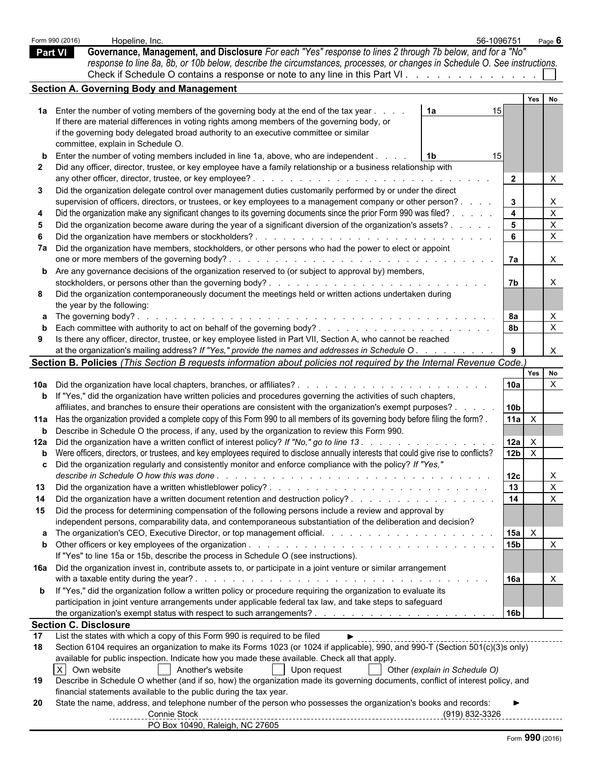Form 990 (2016) Hopeline, Inc. 56-1096751

## Part VI Governance, Management, and Disclosure

*For each "Yes" response to lines 2 through 7b below, and for a "No" response to line 8a, 8b, or 10b below, describe the circumstances, processes, or changes in Schedule O. See instructions.*

Check if Schedule O contains a response or note to any line in this Part VI . . . . . . . . . . . . . ☐

### Section A. Governing Body and Management

| | | | Yes | No |
|---|---|---|---|---|
| **1a** | Enter the number of voting members of the governing body at the end of the tax year . . . . **1a** 15<br>If there are material differences in voting rights among members of the governing body, or if the governing body delegated broad authority to an executive committee or similar committee, explain in Schedule O. | | | |
| **b** | Enter the number of voting members included in line 1a, above, who are independent . . . . **1b** 15 | | | |
| **2** | Did any officer, director, trustee, or key employee have a family relationship or a business relationship with any other officer, director, trustee, or key employee? . . . . . . . . . | **2** | | X |
| **3** | Did the organization delegate control over management duties customarily performed by or under the direct supervision of officers, directors, or trustees, or key employees to a management company or other person? . . . . | **3** | | X |
| **4** | Did the organization make any significant changes to its governing documents since the prior Form 990 was filed? . . . . . | **4** | | X |
| **5** | Did the organization become aware during the year of a significant diversion of the organization's assets? . . . . . | **5** | | X |
| **6** | Did the organization have members or stockholders? . . . . . . . . . | **6** | | X |
| **7a** | Did the organization have members, stockholders, or other persons who had the power to elect or appoint one or more members of the governing body? . . . . . . . . . | **7a** | | X |
| **b** | Are any governance decisions of the organization reserved to (or subject to approval by) members, stockholders, or persons other than the governing body? . . . . . . . . . | **7b** | | X |
| **8** | Did the organization contemporaneously document the meetings held or written actions undertaken during the year by the following: | | | |
| **a** | The governing body? . . . . . . . . . | **8a** | | X |
| **b** | Each committee with authority to act on behalf of the governing body? . . . . . . . . . | **8b** | | X |
| **9** | Is there any officer, director, trustee, or key employee listed in Part VII, Section A, who cannot be reached at the organization's mailing address? *If "Yes," provide the names and addresses in Schedule O* . . . . . . . . . | **9** | | X |

### Section B. Policies *(This Section B requests information about policies not required by the Internal Revenue Code.)*

| | | | Yes | No |
|---|---|---|---|---|
| **10a** | Did the organization have local chapters, branches, or affiliates? . . . . . . . . . | **10a** | | X |
| **b** | If "Yes," did the organization have written policies and procedures governing the activities of such chapters, affiliates, and branches to ensure their operations are consistent with the organization's exempt purposes? . . . . . | **10b** | | |
| **11a** | Has the organization provided a complete copy of this Form 990 to all members of its governing body before filing the form? . | **11a** | X | |
| **b** | Describe in Schedule O the process, if any, used by the organization to review this Form 990. | | | |
| **12a** | Did the organization have a written conflict of interest policy? *If "No," go to line 13* . . . . . . . . . | **12a** | X | |
| **b** | Were officers, directors, or trustees, and key employees required to disclose annually interests that could give rise to conflicts? | **12b** | X | |
| **c** | Did the organization regularly and consistently monitor and enforce compliance with the policy? *If "Yes," describe in Schedule O how this was done* . . . . . . . . . | **12c** | | X |
| **13** | Did the organization have a written whistleblower policy? . . . . . . . . . | **13** | | X |
| **14** | Did the organization have a written document retention and destruction policy? . . . . . . . . . | **14** | | X |
| **15** | Did the process for determining compensation of the following persons include a review and approval by independent persons, comparability data, and contemporaneous substantiation of the deliberation and decision? | | | |
| **a** | The organization's CEO, Executive Director, or top management official. . . . . . . . . | **15a** | X | |
| **b** | Other officers or key employees of the organization . . . . . . . . .<br>If "Yes" to line 15a or 15b, describe the process in Schedule O (see instructions). | **15b** | | X |
| **16a** | Did the organization invest in, contribute assets to, or participate in a joint venture or similar arrangement with a taxable entity during the year? . . . . . . . . . | **16a** | | X |
| **b** | If "Yes," did the organization follow a written policy or procedure requiring the organization to evaluate its participation in joint venture arrangements under applicable federal tax law, and take steps to safeguard the organization's exempt status with respect to such arrangements? . . . . . . . . . | **16b** | | |

### Section C. Disclosure

**17** List the states with which a copy of this Form 990 is required to be filed ►

**18** Section 6104 requires an organization to make its Forms 1023 (or 1024 if applicable), 990, and 990-T (Section 501(c)(3)s only) available for public inspection. Indicate how you made these available. Check all that apply.

☒ Own website ☐ Another's website ☐ Upon request ☐ Other *(explain in Schedule O)*

**19** Describe in Schedule O whether (and if so, how) the organization made its governing documents, conflict of interest policy, and financial statements available to the public during the tax year.

**20** State the name, address, and telephone number of the person who possesses the organization's books and records: ►

Connie Stock (919) 832-3326
PO Box 10490, Raleigh, NC 27605

Form **990** (2016)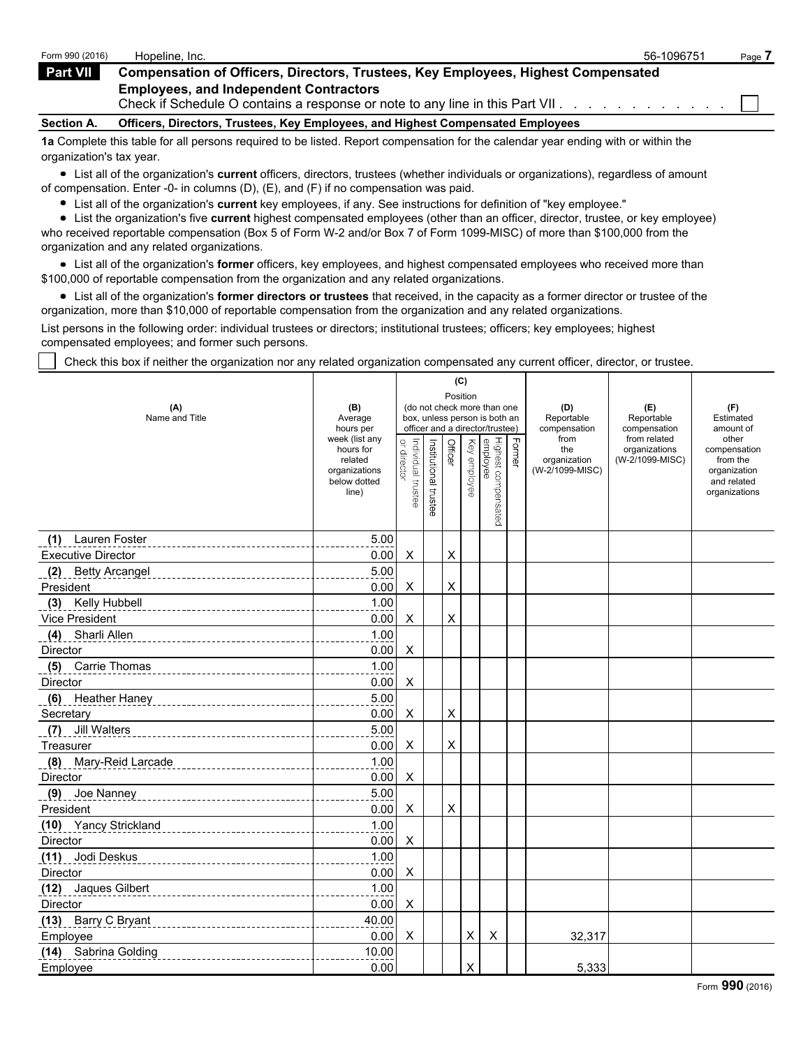Form 990 (2016) Hopeline, Inc. 56-1096751 Page 7

## Part VII Compensation of Officers, Directors, Trustees, Key Employees, Highest Compensated Employees, and Independent Contractors

Check if Schedule O contains a response or note to any line in this Part VII . . . . . . . . . . . . ☐

### Section A. Officers, Directors, Trustees, Key Employees, and Highest Compensated Employees

**1a** Complete this table for all persons required to be listed. Report compensation for the calendar year ending with or within the organization's tax year.

- List all of the organization's **current** officers, directors, trustees (whether individuals or organizations), regardless of amount of compensation. Enter -0- in columns (D), (E), and (F) if no compensation was paid.
- List all of the organization's **current** key employees, if any. See instructions for definition of "key employee."
- List the organization's five **current** highest compensated employees (other than an officer, director, trustee, or key employee) who received reportable compensation (Box 5 of Form W-2 and/or Box 7 of Form 1099-MISC) of more than $100,000 from the organization and any related organizations.
- List all of the organization's **former** officers, key employees, and highest compensated employees who received more than $100,000 of reportable compensation from the organization and any related organizations.
- List all of the organization's **former directors or trustees** that received, in the capacity as a former director or trustee of the organization, more than $10,000 of reportable compensation from the organization and any related organizations.

List persons in the following order: individual trustees or directors; institutional trustees; officers; key employees; highest compensated employees; and former such persons.

☐ Check this box if neither the organization nor any related organization compensated any current officer, director, or trustee.

| (A) Name and Title | (B) Average hours per week (list any hours for related organizations below dotted line) | (C) Position (do not check more than one box, unless person is both an officer and a director/trustee) | | | | | | (D) Reportable compensation from the organization (W-2/1099-MISC) | (E) Reportable compensation from related organizations (W-2/1099-MISC) | (F) Estimated amount of other compensation from the organization and related organizations |
|---|---|---|---|---|---|---|---|---|---|---|
| | | Individual trustee or director | Institutional trustee | Officer | Key employee | Highest compensated employee | Former | | | |
| (1) Lauren Foster<br>Executive Director | 5.00<br>0.00 | X | | X | | | | | | |
| (2) Betty Arcangel<br>President | 5.00<br>0.00 | X | | X | | | | | | |
| (3) Kelly Hubbell<br>Vice President | 1.00<br>0.00 | X | | X | | | | | | |
| (4) Sharli Allen<br>Director | 1.00<br>0.00 | X | | | | | | | | |
| (5) Carrie Thomas<br>Director | 1.00<br>0.00 | X | | | | | | | | |
| (6) Heather Haney<br>Secretary | 5.00<br>0.00 | X | | X | | | | | | |
| (7) Jill Walters<br>Treasurer | 5.00<br>0.00 | X | | X | | | | | | |
| (8) Mary-Reid Larcade<br>Director | 1.00<br>0.00 | X | | | | | | | | |
| (9) Joe Nanney<br>President | 5.00<br>0.00 | X | | X | | | | | | |
| (10) Yancy Strickland<br>Director | 1.00<br>0.00 | X | | | | | | | | |
| (11) Jodi Deskus<br>Director | 1.00<br>0.00 | X | | | | | | | | |
| (12) Jaques Gilbert<br>Director | 1.00<br>0.00 | X | | | | | | | | |
| (13) Barry C Bryant<br>Employee | 40.00<br>0.00 | X | | | X | X | | 32,317 | | |
| (14) Sabrina Golding<br>Employee | 10.00<br>0.00 | | | | X | | | 5,333 | | |

Form **990** (2016)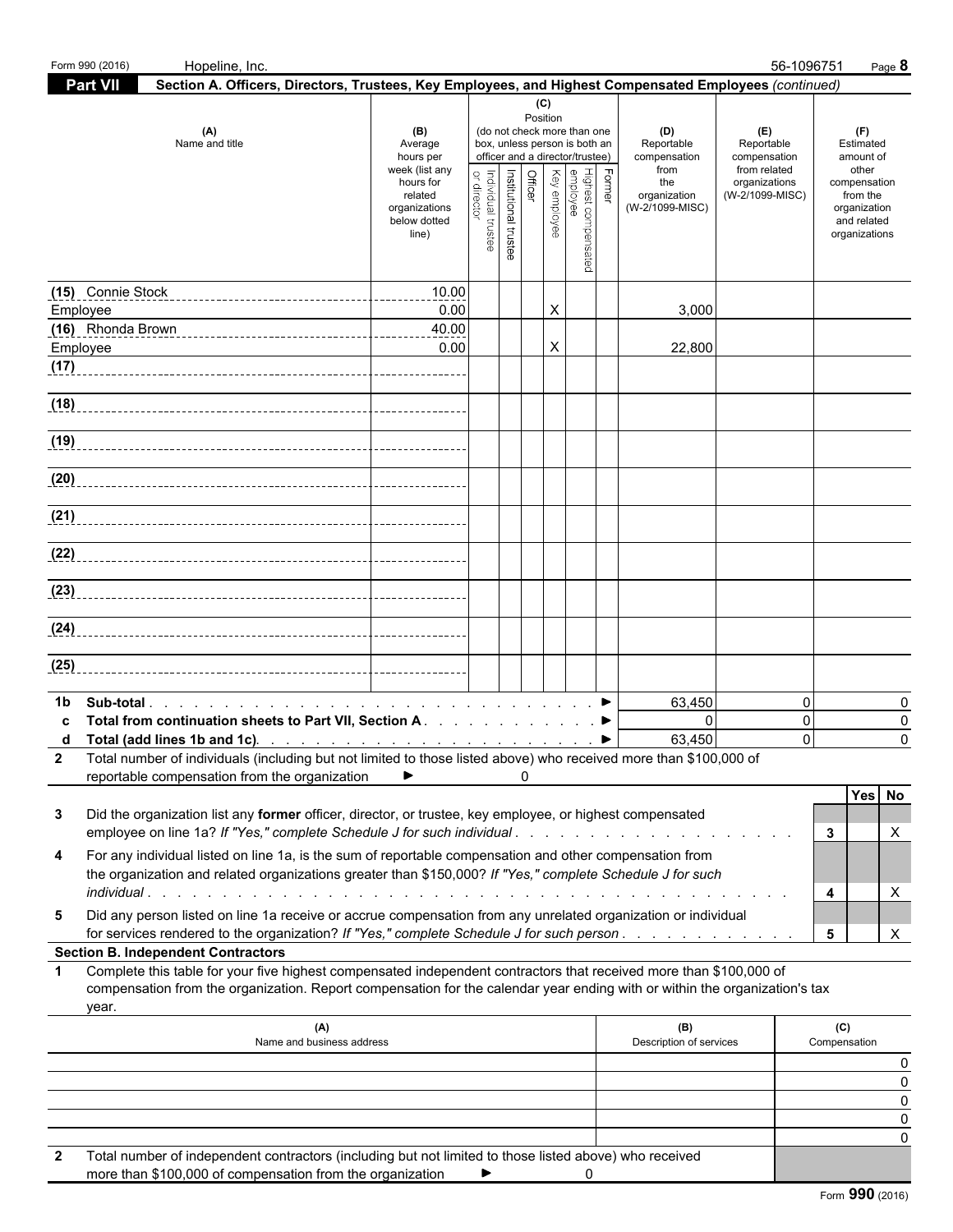Form 990 (2016) Hopeline, Inc. 56-1096751

**Part VII Section A. Officers, Directors, Trustees, Key Employees, and Highest Compensated Employees** *(continued)*

| (A) Name and title | (B) Average hours per week (list any hours for related organizations below dotted line) | (C) Position (do not check more than one box, unless person is both an officer and a director/trustee) Individual trustee or director | Institutional trustee | Officer | Key employee | Highest compensated employee | Former | (D) Reportable compensation from the organization (W-2/1099-MISC) | (E) Reportable compensation from related organizations (W-2/1099-MISC) | (F) Estimated amount of other compensation from the organization and related organizations |
|---|---|---|---|---|---|---|---|---|---|---|
| (15) Connie Stock<br>Employee | 10.00<br>0.00 | | | | X | | | 3,000 | | |
| (16) Rhonda Brown<br>Employee | 40.00<br>0.00 | | | | X | | | 22,800 | | |
| (17) | | | | | | | | | | |
| (18) | | | | | | | | | | |
| (19) | | | | | | | | | | |
| (20) | | | | | | | | | | |
| (21) | | | | | | | | | | |
| (22) | | | | | | | | | | |
| (23) | | | | | | | | | | |
| (24) | | | | | | | | | | |
| (25) | | | | | | | | | | |
| **1b Sub-total** ► | | | | | | | | 63,450 | 0 | 0 |
| **c Total from continuation sheets to Part VII, Section A** ► | | | | | | | | 0 | 0 | 0 |
| **d Total (add lines 1b and 1c)** ► | | | | | | | | 63,450 | 0 | 0 |

**2** Total number of individuals (including but not limited to those listed above) who received more than $100,000 of reportable compensation from the organization ► 0

| | | | Yes | No |
|---|---|---|---|---|
| **3** | Did the organization list any **former** officer, director, or trustee, key employee, or highest compensated employee on line 1a? *If "Yes," complete Schedule J for such individual* | 3 | | X |
| **4** | For any individual listed on line 1a, is the sum of reportable compensation and other compensation from the organization and related organizations greater than $150,000? *If "Yes," complete Schedule J for such individual* | 4 | | X |
| **5** | Did any person listed on line 1a receive or accrue compensation from any unrelated organization or individual for services rendered to the organization? *If "Yes," complete Schedule J for such person* | 5 | | X |

**Section B. Independent Contractors**

**1** Complete this table for your five highest compensated independent contractors that received more than $100,000 of compensation from the organization. Report compensation for the calendar year ending with or within the organization's tax year.

| (A) Name and business address | (B) Description of services | (C) Compensation |
|---|---|---|
| | | 0 |
| | | 0 |
| | | 0 |
| | | 0 |
| | | 0 |

**2** Total number of independent contractors (including but not limited to those listed above) who received more than $100,000 of compensation from the organization ► 0

Form **990** (2016)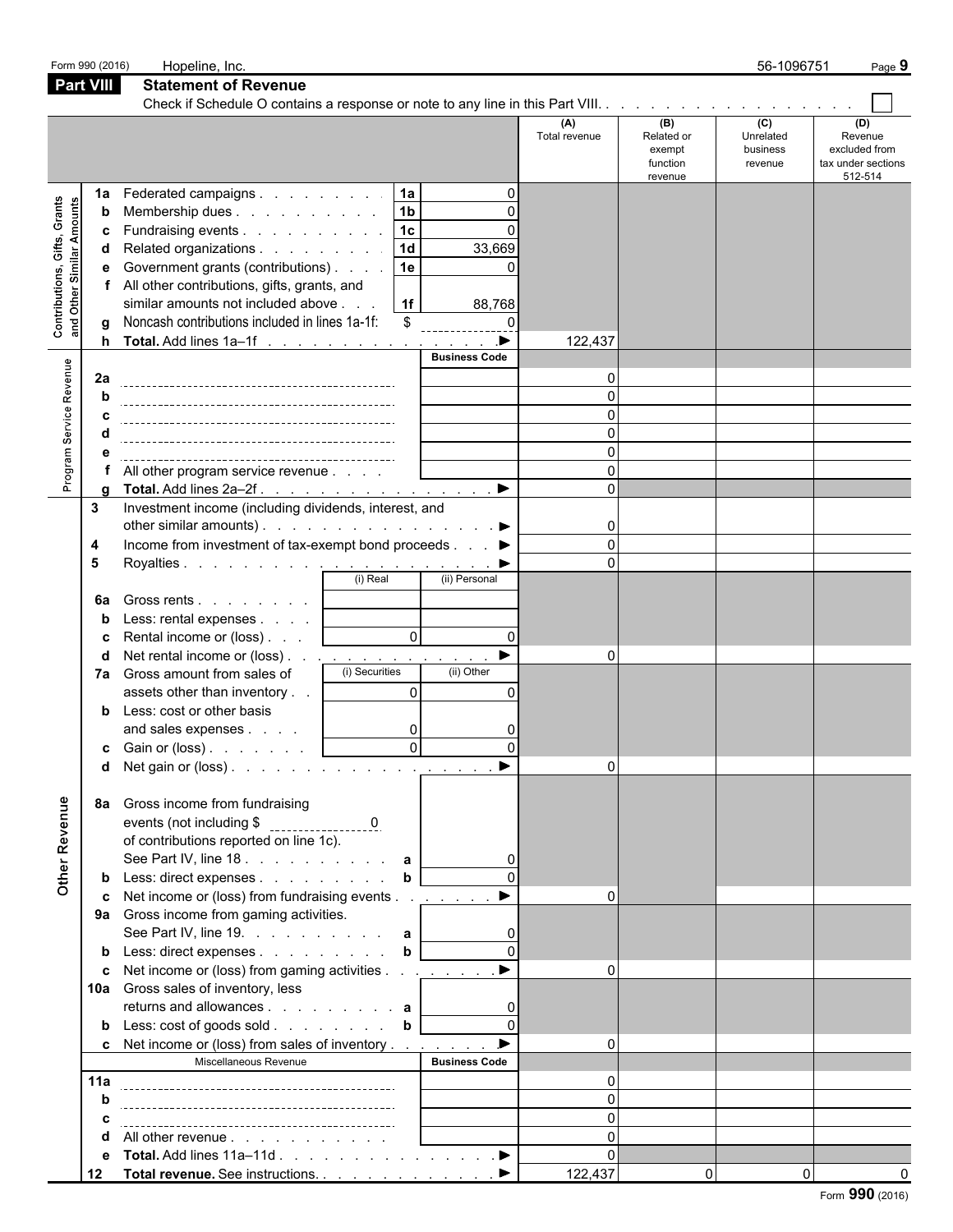Form 990 (2016) Hopeline, Inc. 56-1096751

## Part VIII Statement of Revenue

Check if Schedule O contains a response or note to any line in this Part VIII. . . . . . . . . . . . . . . . . . . ☐

| | | | | | (A) Total revenue | (B) Related or exempt function revenue | (C) Unrelated business revenue | (D) Revenue excluded from tax under sections 512-514 |
|---|---|---|---|---|---|---|---|---|
| **Contributions, Gifts, Grants and Other Similar Amounts** | 1a | Federated campaigns | 1a | 0 | | | | |
| | b | Membership dues | 1b | 0 | | | | |
| | c | Fundraising events | 1c | 0 | | | | |
| | d | Related organizations | 1d | 33,669 | | | | |
| | e | Government grants (contributions) | 1e | 0 | | | | |
| | f | All other contributions, gifts, grants, and similar amounts not included above | 1f | 88,768 | | | | |
| | g | Noncash contributions included in lines 1a-1f: $ 0 | | | | | | |
| | h | **Total.** Add lines 1a–1f ▶ | | | 122,437 | | | |
| **Program Service Revenue** | | | | Business Code | | | | |
| | 2a | | | | 0 | | | |
| | b | | | | 0 | | | |
| | c | | | | 0 | | | |
| | d | | | | 0 | | | |
| | e | | | | 0 | | | |
| | f | All other program service revenue | | | 0 | | | |
| | g | **Total.** Add lines 2a–2f ▶ | | | 0 | | | |
| | 3 | Investment income (including dividends, interest, and other similar amounts) ▶ | | | 0 | | | |
| | 4 | Income from investment of tax-exempt bond proceeds ▶ | | | 0 | | | |
| | 5 | Royalties ▶ | | | 0 | | | |
| | | | (i) Real | (ii) Personal | | | | |
| | 6a | Gross rents | | | | | | |
| | b | Less: rental expenses | | | | | | |
| | c | Rental income or (loss) | 0 | 0 | | | | |
| | d | Net rental income or (loss) ▶ | | | 0 | | | |
| | | | (i) Securities | (ii) Other | | | | |
| | 7a | Gross amount from sales of assets other than inventory | 0 | 0 | | | | |
| | b | Less: cost or other basis and sales expenses | 0 | 0 | | | | |
| | c | Gain or (loss) | 0 | 0 | | | | |
| | d | Net gain or (loss) ▶ | | | 0 | | | |
| **Other Revenue** | 8a | Gross income from fundraising events (not including $ 0 of contributions reported on line 1c). See Part IV, line 18 | a | 0 | | | | |
| | b | Less: direct expenses | b | 0 | | | | |
| | c | Net income or (loss) from fundraising events ▶ | | | 0 | | | |
| | 9a | Gross income from gaming activities. See Part IV, line 19. | a | 0 | | | | |
| | b | Less: direct expenses | b | 0 | | | | |
| | c | Net income or (loss) from gaming activities ▶ | | | 0 | | | |
| | 10a | Gross sales of inventory, less returns and allowances | a | 0 | | | | |
| | b | Less: cost of goods sold | b | 0 | | | | |
| | c | Net income or (loss) from sales of inventory ▶ | | | 0 | | | |
| | | Miscellaneous Revenue | | Business Code | | | | |
| | 11a | | | | 0 | | | |
| | b | | | | 0 | | | |
| | c | | | | 0 | | | |
| | d | All other revenue | | | 0 | | | |
| | e | **Total.** Add lines 11a–11d ▶ | | | 0 | | | |
| | 12 | **Total revenue.** See instructions. ▶ | | | 122,437 | 0 | 0 | 0 |

Form **990** (2016)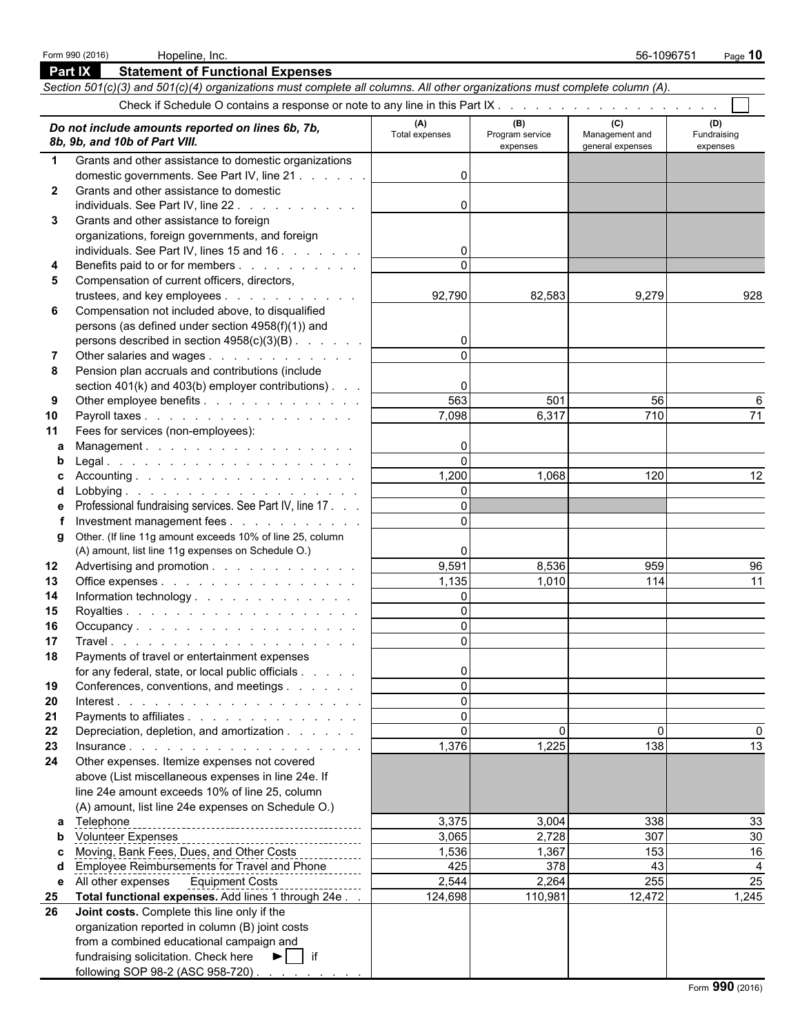Form 990 (2016) Hopeline, Inc. 56-1096751

## Part IX Statement of Functional Expenses

*Section 501(c)(3) and 501(c)(4) organizations must complete all columns. All other organizations must complete column (A).*

Check if Schedule O contains a response or note to any line in this Part IX . . . . . . . . . . . . . . . . . . . . ☐

| *Do not include amounts reported on lines 6b, 7b, 8b, 9b, and 10b of Part VIII.* | (A) Total expenses | (B) Program service expenses | (C) Management and general expenses | (D) Fundraising expenses |
|---|---|---|---|---|
| **1** Grants and other assistance to domestic organizations domestic governments. See Part IV, line 21 | 0 | | | |
| **2** Grants and other assistance to domestic individuals. See Part IV, line 22 | 0 | | | |
| **3** Grants and other assistance to foreign organizations, foreign governments, and foreign individuals. See Part IV, lines 15 and 16 | 0 | | | |
| **4** Benefits paid to or for members | 0 | | | |
| **5** Compensation of current officers, directors, trustees, and key employees | 92,790 | 82,583 | 9,279 | 928 |
| **6** Compensation not included above, to disqualified persons (as defined under section 4958(f)(1)) and persons described in section 4958(c)(3)(B) | 0 | | | |
| **7** Other salaries and wages | 0 | | | |
| **8** Pension plan accruals and contributions (include section 401(k) and 403(b) employer contributions) | 0 | | | |
| **9** Other employee benefits | 563 | 501 | 56 | 6 |
| **10** Payroll taxes | 7,098 | 6,317 | 710 | 71 |
| **11** Fees for services (non-employees): | | | | |
| **a** Management | 0 | | | |
| **b** Legal | 0 | | | |
| **c** Accounting | 1,200 | 1,068 | 120 | 12 |
| **d** Lobbying | 0 | | | |
| **e** Professional fundraising services. See Part IV, line 17 | 0 | | | |
| **f** Investment management fees | 0 | | | |
| **g** Other. (If line 11g amount exceeds 10% of line 25, column (A) amount, list line 11g expenses on Schedule O.) | 0 | | | |
| **12** Advertising and promotion | 9,591 | 8,536 | 959 | 96 |
| **13** Office expenses | 1,135 | 1,010 | 114 | 11 |
| **14** Information technology | 0 | | | |
| **15** Royalties | 0 | | | |
| **16** Occupancy | 0 | | | |
| **17** Travel | 0 | | | |
| **18** Payments of travel or entertainment expenses for any federal, state, or local public officials | 0 | | | |
| **19** Conferences, conventions, and meetings | 0 | | | |
| **20** Interest | 0 | | | |
| **21** Payments to affiliates | 0 | | | |
| **22** Depreciation, depletion, and amortization | 0 | 0 | 0 | 0 |
| **23** Insurance | 1,376 | 1,225 | 138 | 13 |
| **24** Other expenses. Itemize expenses not covered above (List miscellaneous expenses in line 24e. If line 24e amount exceeds 10% of line 25, column (A) amount, list line 24e expenses on Schedule O.) | | | | |
| **a** Telephone | 3,375 | 3,004 | 338 | 33 |
| **b** Volunteer Expenses | 3,065 | 2,728 | 307 | 30 |
| **c** Moving, Bank Fees, Dues, and Other Costs | 1,536 | 1,367 | 153 | 16 |
| **d** Employee Reimbursements for Travel and Phone | 425 | 378 | 43 | 4 |
| **e** All other expenses Equipment Costs | 2,544 | 2,264 | 255 | 25 |
| **25** **Total functional expenses.** Add lines 1 through 24e | 124,698 | 110,981 | 12,472 | 1,245 |
| **26** **Joint costs.** Complete this line only if the organization reported in column (B) joint costs from a combined educational campaign and fundraising solicitation. Check here ► ☐ if following SOP 98-2 (ASC 958-720) | | | | |

Form **990** (2016)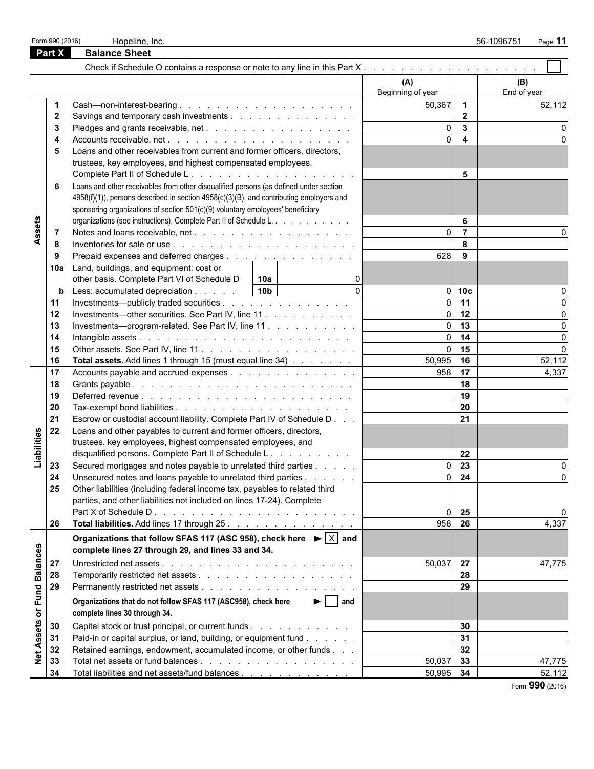Form 990 (2016) Hopeline, Inc. 56-1096751

## Part X Balance Sheet

Check if Schedule O contains a response or note to any line in this Part X . . . . . . . . . . . . . . . . . . . . ☐

| | | | (A) Beginning of year | | (B) End of year |
|---|---|---|---|---|---|
| **Assets** | 1 | Cash—non-interest-bearing | 50,367 | 1 | 52,112 |
| | 2 | Savings and temporary cash investments | | 2 | |
| | 3 | Pledges and grants receivable, net | 0 | 3 | 0 |
| | 4 | Accounts receivable, net | 0 | 4 | 0 |
| | 5 | Loans and other receivables from current and former officers, directors, trustees, key employees, and highest compensated employees. Complete Part II of Schedule L | | 5 | |
| | 6 | Loans and other receivables from other disqualified persons (as defined under section 4958(f)(1)), persons described in section 4958(c)(3)(B), and contributing employers and sponsoring organizations of section 501(c)(9) voluntary employees' beneficiary organizations (see instructions). Complete Part II of Schedule L. | | 6 | |
| | 7 | Notes and loans receivable, net | 0 | 7 | 0 |
| | 8 | Inventories for sale or use | | 8 | |
| | 9 | Prepaid expenses and deferred charges | 628 | 9 | |
| | 10a | Land, buildings, and equipment: cost or other basis. Complete Part VI of Schedule D — 10a: 0 | | | |
| | b | Less: accumulated depreciation — 10b: 0 | 0 | 10c | 0 |
| | 11 | Investments—publicly traded securities | 0 | 11 | 0 |
| | 12 | Investments—other securities. See Part IV, line 11 | 0 | 12 | 0 |
| | 13 | Investments—program-related. See Part IV, line 11 | 0 | 13 | 0 |
| | 14 | Intangible assets | 0 | 14 | 0 |
| | 15 | Other assets. See Part IV, line 11 | 0 | 15 | 0 |
| | 16 | **Total assets.** Add lines 1 through 15 (must equal line 34) | 50,995 | 16 | 52,112 |
| **Liabilities** | 17 | Accounts payable and accrued expenses | 958 | 17 | 4,337 |
| | 18 | Grants payable | | 18 | |
| | 19 | Deferred revenue | | 19 | |
| | 20 | Tax-exempt bond liabilities | | 20 | |
| | 21 | Escrow or custodial account liability. Complete Part IV of Schedule D | | 21 | |
| | 22 | Loans and other payables to current and former officers, directors, trustees, key employees, highest compensated employees, and disqualified persons. Complete Part II of Schedule L | | 22 | |
| | 23 | Secured mortgages and notes payable to unrelated third parties | 0 | 23 | 0 |
| | 24 | Unsecured notes and loans payable to unrelated third parties | 0 | 24 | 0 |
| | 25 | Other liabilities (including federal income tax, payables to related third parties, and other liabilities not included on lines 17-24). Complete Part X of Schedule D | 0 | 25 | 0 |
| | 26 | **Total liabilities.** Add lines 17 through 25 | 958 | 26 | 4,337 |
| **Net Assets or Fund Balances** | | **Organizations that follow SFAS 117 (ASC 958), check here ► ☒ and complete lines 27 through 29, and lines 33 and 34.** | | | |
| | 27 | Unrestricted net assets | 50,037 | 27 | 47,775 |
| | 28 | Temporarily restricted net assets | | 28 | |
| | 29 | Permanently restricted net assets | | 29 | |
| | | **Organizations that do not follow SFAS 117 (ASC958), check here ► ☐ and complete lines 30 through 34.** | | | |
| | 30 | Capital stock or trust principal, or current funds | | 30 | |
| | 31 | Paid-in or capital surplus, or land, building, or equipment fund | | 31 | |
| | 32 | Retained earnings, endowment, accumulated income, or other funds | | 32 | |
| | 33 | Total net assets or fund balances | 50,037 | 33 | 47,775 |
| | 34 | Total liabilities and net assets/fund balances | 50,995 | 34 | 52,112 |

Form **990** (2016)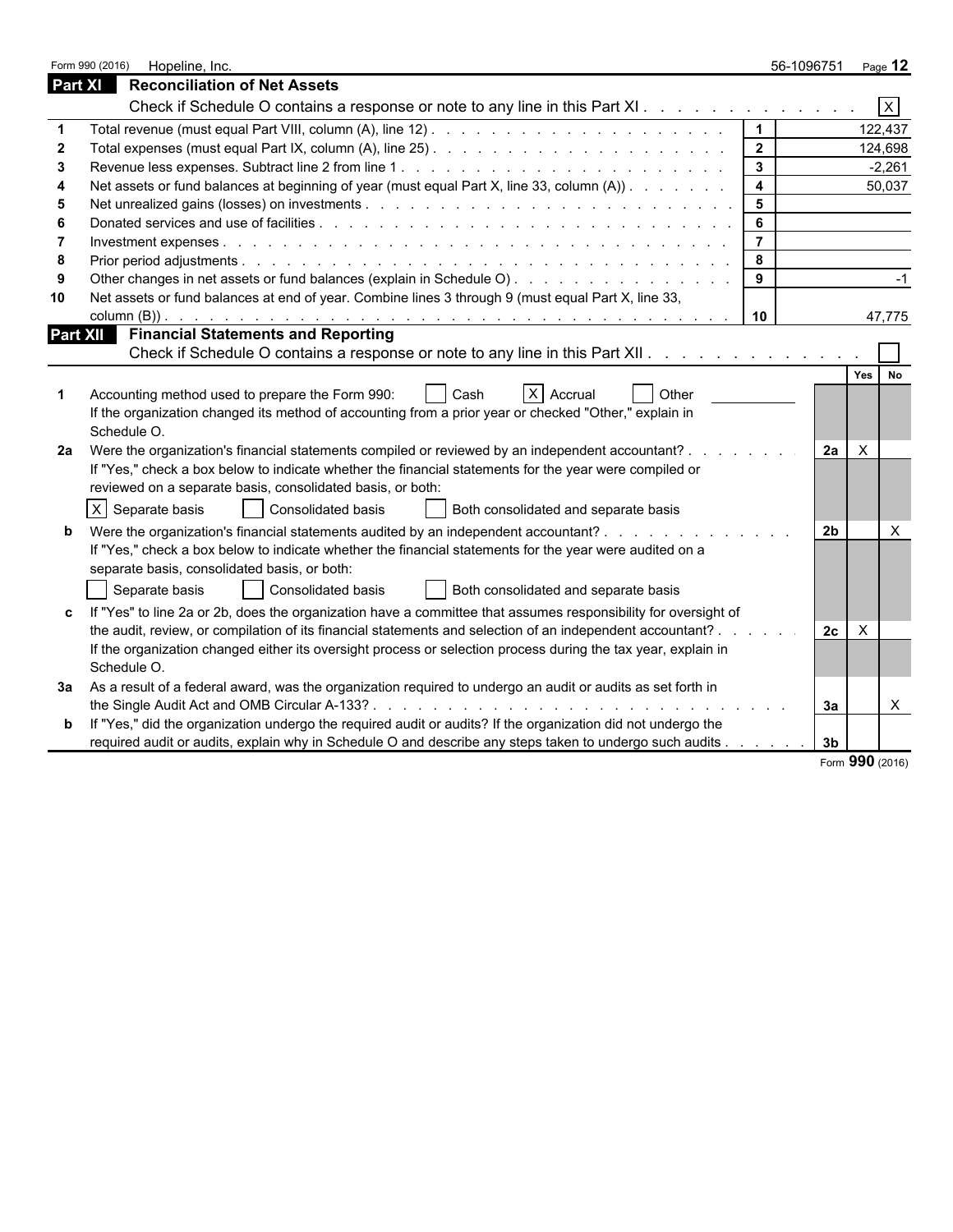Form 990 (2016) Hopeline, Inc. 56-1096751 Page 12

## Part XI Reconciliation of Net Assets

Check if Schedule O contains a response or note to any line in this Part XI . . . . . . . . . . . . . [X]

| | | | |
|---|---|---|---|
| 1 | Total revenue (must equal Part VIII, column (A), line 12) | 1 | 122,437 |
| 2 | Total expenses (must equal Part IX, column (A), line 25) | 2 | 124,698 |
| 3 | Revenue less expenses. Subtract line 2 from line 1 | 3 | -2,261 |
| 4 | Net assets or fund balances at beginning of year (must equal Part X, line 33, column (A)) | 4 | 50,037 |
| 5 | Net unrealized gains (losses) on investments | 5 | |
| 6 | Donated services and use of facilities | 6 | |
| 7 | Investment expenses | 7 | |
| 8 | Prior period adjustments | 8 | |
| 9 | Other changes in net assets or fund balances (explain in Schedule O) | 9 | -1 |
| 10 | Net assets or fund balances at end of year. Combine lines 3 through 9 (must equal Part X, line 33, column (B)) | 10 | 47,775 |

## Part XII Financial Statements and Reporting

Check if Schedule O contains a response or note to any line in this Part XII . . . . . . . . . . . . . [ ]

| | | | Yes | No |
|---|---|---|---|---|
| 1 | Accounting method used to prepare the Form 990: [ ] Cash [X] Accrual [ ] Other<br>If the organization changed its method of accounting from a prior year or checked "Other," explain in Schedule O. | | | |
| 2a | Were the organization's financial statements compiled or reviewed by an independent accountant?<br>If "Yes," check a box below to indicate whether the financial statements for the year were compiled or reviewed on a separate basis, consolidated basis, or both:<br>[X] Separate basis [ ] Consolidated basis [ ] Both consolidated and separate basis | 2a | X | |
| b | Were the organization's financial statements audited by an independent accountant?<br>If "Yes," check a box below to indicate whether the financial statements for the year were audited on a separate basis, consolidated basis, or both:<br>[ ] Separate basis [ ] Consolidated basis [ ] Both consolidated and separate basis | 2b | | X |
| c | If "Yes" to line 2a or 2b, does the organization have a committee that assumes responsibility for oversight of the audit, review, or compilation of its financial statements and selection of an independent accountant?<br>If the organization changed either its oversight process or selection process during the tax year, explain in Schedule O. | 2c | X | |
| 3a | As a result of a federal award, was the organization required to undergo an audit or audits as set forth in the Single Audit Act and OMB Circular A-133? | 3a | | X |
| b | If "Yes," did the organization undergo the required audit or audits? If the organization did not undergo the required audit or audits, explain why in Schedule O and describe any steps taken to undergo such audits | 3b | | |

Form 990 (2016)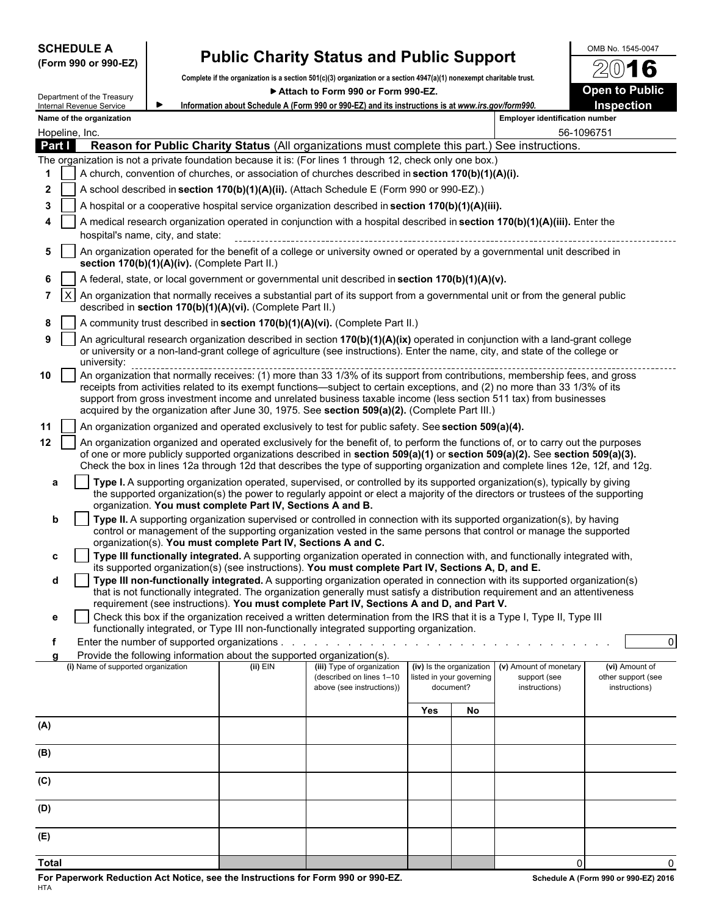**SCHEDULE A**
**(Form 990 or 990-EZ)**

Department of the Treasury
Internal Revenue Service

# Public Charity Status and Public Support

**Complete if the organization is a section 501(c)(3) organization or a section 4947(a)(1) nonexempt charitable trust.**

**▶ Attach to Form 990 or Form 990-EZ.**

▶ **Information about Schedule A (Form 990 or 990-EZ) and its instructions is at *www.irs.gov/form990*.**

OMB No. 1545-0047

**2016**

**Open to Public Inspection**

**Name of the organization**
Hopeline, Inc.

**Employer identification number**
56-1096751

## Part I Reason for Public Charity Status (All organizations must complete this part.) See instructions.

The organization is not a private foundation because it is: (For lines 1 through 12, check only one box.)

1. [ ] A church, convention of churches, or association of churches described in **section 170(b)(1)(A)(i).**
2. [ ] A school described in **section 170(b)(1)(A)(ii).** (Attach Schedule E (Form 990 or 990-EZ).)
3. [ ] A hospital or a cooperative hospital service organization described in **section 170(b)(1)(A)(iii).**
4. [ ] A medical research organization operated in conjunction with a hospital described in **section 170(b)(1)(A)(iii).** Enter the hospital's name, city, and state:
5. [ ] An organization operated for the benefit of a college or university owned or operated by a governmental unit described in **section 170(b)(1)(A)(iv).** (Complete Part II.)
6. [ ] A federal, state, or local government or governmental unit described in **section 170(b)(1)(A)(v).**
7. [X] An organization that normally receives a substantial part of its support from a governmental unit or from the general public described in **section 170(b)(1)(A)(vi).** (Complete Part II.)
8. [ ] A community trust described in **section 170(b)(1)(A)(vi).** (Complete Part II.)
9. [ ] An agricultural research organization described in section **170(b)(1)(A)(ix)** operated in conjunction with a land-grant college or university or a non-land-grant college of agriculture (see instructions). Enter the name, city, and state of the college or university:
10. [ ] An organization that normally receives: (1) more than 33 1/3% of its support from contributions, membership fees, and gross receipts from activities related to its exempt functions—subject to certain exceptions, and (2) no more than 33 1/3% of its support from gross investment income and unrelated business taxable income (less section 511 tax) from businesses acquired by the organization after June 30, 1975. See **section 509(a)(2).** (Complete Part III.)
11. [ ] An organization organized and operated exclusively to test for public safety. See **section 509(a)(4).**
12. [ ] An organization organized and operated exclusively for the benefit of, to perform the functions of, or to carry out the purposes of one or more publicly supported organizations described in **section 509(a)(1)** or **section 509(a)(2).** See **section 509(a)(3).** Check the box in lines 12a through 12d that describes the type of supporting organization and complete lines 12e, 12f, and 12g.

   a. [ ] **Type I.** A supporting organization operated, supervised, or controlled by its supported organization(s), typically by giving the supported organization(s) the power to regularly appoint or elect a majority of the directors or trustees of the supporting organization. **You must complete Part IV, Sections A and B.**

   b. [ ] **Type II.** A supporting organization supervised or controlled in connection with its supported organization(s), by having control or management of the supporting organization vested in the same persons that control or manage the supported organization(s). **You must complete Part IV, Sections A and C.**

   c. [ ] **Type III functionally integrated.** A supporting organization operated in connection with, and functionally integrated with, its supported organization(s) (see instructions). **You must complete Part IV, Sections A, D, and E.**

   d. [ ] **Type III non-functionally integrated.** A supporting organization operated in connection with its supported organization(s) that is not functionally integrated. The organization generally must satisfy a distribution requirement and an attentiveness requirement (see instructions). **You must complete Part IV, Sections A and D, and Part V.**

   e. [ ] Check this box if the organization received a written determination from the IRS that it is a Type I, Type II, Type III functionally integrated, or Type III non-functionally integrated supporting organization.

   f. Enter the number of supported organizations . . . . . . . . . . . . . . . . . . . . . . . . . . . . . . . . 0

   g. Provide the following information about the supported organization(s).

| (i) Name of supported organization | (ii) EIN | (iii) Type of organization (described on lines 1–10 above (see instructions)) | (iv) Is the organization listed in your governing document? | | (v) Amount of monetary support (see instructions) | (vi) Amount of other support (see instructions) |
|---|---|---|---|---|---|---|
| | | | Yes | No | | |
| (A) | | | | | | |
| (B) | | | | | | |
| (C) | | | | | | |
| (D) | | | | | | |
| (E) | | | | | | |
| **Total** | | | | | 0 | 0 |

**For Paperwork Reduction Act Notice, see the Instructions for Form 990 or 990-EZ.** HTA **Schedule A (Form 990 or 990-EZ) 2016**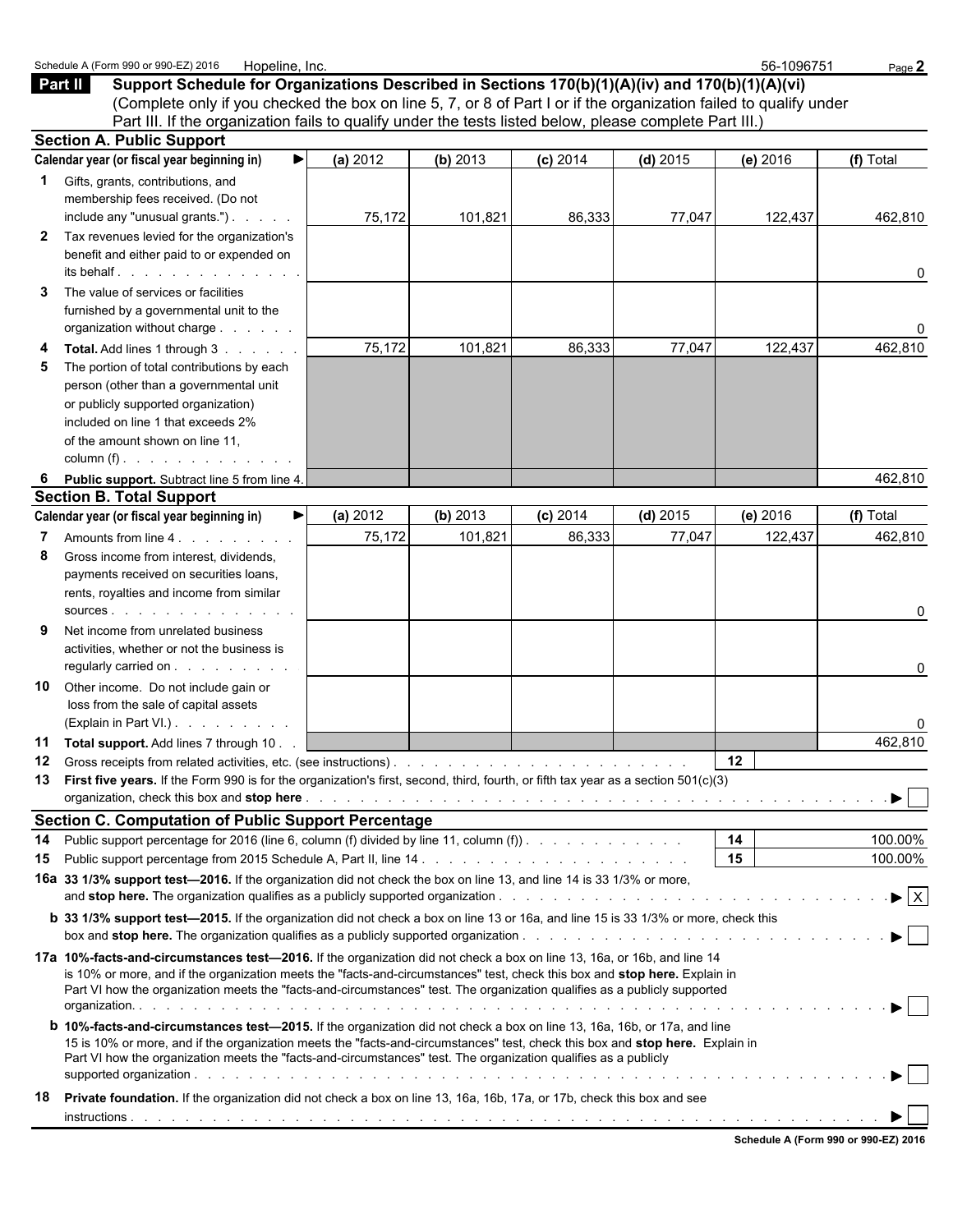Schedule A (Form 990 or 990-EZ) 2016 Hopeline, Inc. 56-1096751

## Part II Support Schedule for Organizations Described in Sections 170(b)(1)(A)(iv) and 170(b)(1)(A)(vi)

(Complete only if you checked the box on line 5, 7, or 8 of Part I or if the organization failed to qualify under Part III. If the organization fails to qualify under the tests listed below, please complete Part III.)

### Section A. Public Support

| Calendar year (or fiscal year beginning in) ► | (a) 2012 | (b) 2013 | (c) 2014 | (d) 2015 | (e) 2016 | (f) Total |
|---|---|---|---|---|---|---|
| **1** Gifts, grants, contributions, and membership fees received. (Do not include any "unusual grants.") | 75,172 | 101,821 | 86,333 | 77,047 | 122,437 | 462,810 |
| **2** Tax revenues levied for the organization's benefit and either paid to or expended on its behalf | | | | | | 0 |
| **3** The value of services or facilities furnished by a governmental unit to the organization without charge | | | | | | 0 |
| **4 Total.** Add lines 1 through 3 | 75,172 | 101,821 | 86,333 | 77,047 | 122,437 | 462,810 |
| **5** The portion of total contributions by each person (other than a governmental unit or publicly supported organization) included on line 1 that exceeds 2% of the amount shown on line 11, column (f) | | | | | | |
| **6 Public support.** Subtract line 5 from line 4. | | | | | | 462,810 |

### Section B. Total Support

| Calendar year (or fiscal year beginning in) ► | (a) 2012 | (b) 2013 | (c) 2014 | (d) 2015 | (e) 2016 | (f) Total |
|---|---|---|---|---|---|---|
| **7** Amounts from line 4 | 75,172 | 101,821 | 86,333 | 77,047 | 122,437 | 462,810 |
| **8** Gross income from interest, dividends, payments received on securities loans, rents, royalties and income from similar sources | | | | | | 0 |
| **9** Net income from unrelated business activities, whether or not the business is regularly carried on | | | | | | 0 |
| **10** Other income. Do not include gain or loss from the sale of capital assets (Explain in Part VI.) | | | | | | 0 |
| **11 Total support.** Add lines 7 through 10 | | | | | | 462,810 |

**12** Gross receipts from related activities, etc. (see instructions) **12**

**13 First five years.** If the Form 990 is for the organization's first, second, third, fourth, or fifth tax year as a section 501(c)(3) organization, check this box and **stop here** ► ☐

### Section C. Computation of Public Support Percentage

**14** Public support percentage for 2016 (line 6, column (f) divided by line 11, column (f)) **14** 100.00%

**15** Public support percentage from 2015 Schedule A, Part II, line 14 **15** 100.00%

**16a 33 1/3% support test—2016.** If the organization did not check the box on line 13, and line 14 is 33 1/3% or more, and **stop here.** The organization qualifies as a publicly supported organization ► ☒

**b 33 1/3% support test—2015.** If the organization did not check a box on line 13 or 16a, and line 15 is 33 1/3% or more, check this box and **stop here.** The organization qualifies as a publicly supported organization ► ☐

**17a 10%-facts-and-circumstances test—2016.** If the organization did not check a box on line 13, 16a, or 16b, and line 14 is 10% or more, and if the organization meets the "facts-and-circumstances" test, check this box and **stop here.** Explain in Part VI how the organization meets the "facts-and-circumstances" test. The organization qualifies as a publicly supported organization. ► ☐

**b 10%-facts-and-circumstances test—2015.** If the organization did not check a box on line 13, 16a, 16b, or 17a, and line 15 is 10% or more, and if the organization meets the "facts-and-circumstances" test, check this box and **stop here.** Explain in Part VI how the organization meets the "facts-and-circumstances" test. The organization qualifies as a publicly supported organization ► ☐

**18 Private foundation.** If the organization did not check a box on line 13, 16a, 16b, 17a, or 17b, check this box and see instructions ► ☐

**Schedule A (Form 990 or 990-EZ) 2016**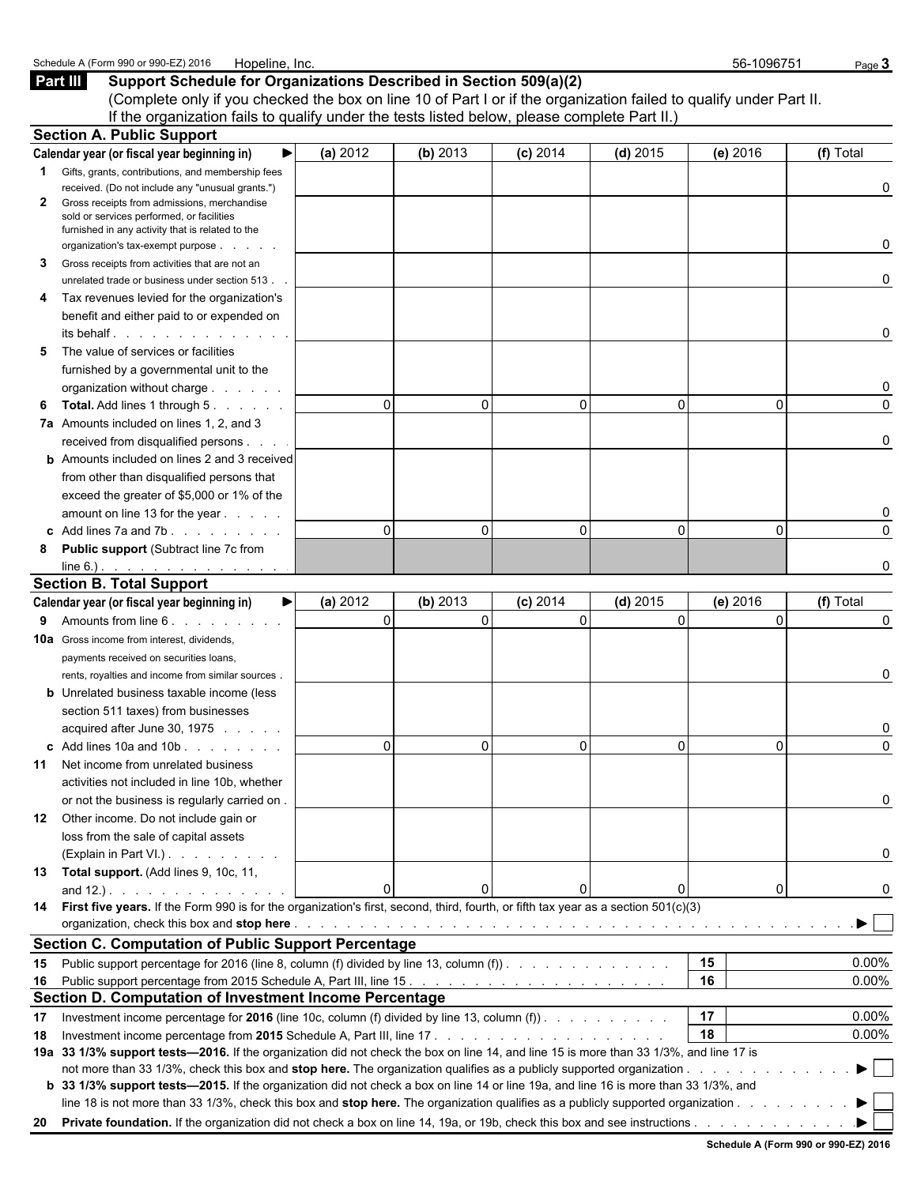Schedule A (Form 990 or 990-EZ) 2016 Hopeline, Inc. 56-1096751

## Part III Support Schedule for Organizations Described in Section 509(a)(2)

(Complete only if you checked the box on line 10 of Part I or if the organization failed to qualify under Part II. If the organization fails to qualify under the tests listed below, please complete Part II.)

### Section A. Public Support

| Calendar year (or fiscal year beginning in) ▶ | (a) 2012 | (b) 2013 | (c) 2014 | (d) 2015 | (e) 2016 | (f) Total |
|---|---|---|---|---|---|---|
| **1** Gifts, grants, contributions, and membership fees received. (Do not include any "unusual grants.") | | | | | | 0 |
| **2** Gross receipts from admissions, merchandise sold or services performed, or facilities furnished in any activity that is related to the organization's tax-exempt purpose | | | | | | 0 |
| **3** Gross receipts from activities that are not an unrelated trade or business under section 513 | | | | | | 0 |
| **4** Tax revenues levied for the organization's benefit and either paid to or expended on its behalf | | | | | | 0 |
| **5** The value of services or facilities furnished by a governmental unit to the organization without charge | | | | | | 0 |
| **6** **Total.** Add lines 1 through 5 | 0 | 0 | 0 | 0 | 0 | 0 |
| **7a** Amounts included on lines 1, 2, and 3 received from disqualified persons | | | | | | 0 |
| **b** Amounts included on lines 2 and 3 received from other than disqualified persons that exceed the greater of $5,000 or 1% of the amount on line 13 for the year | | | | | | 0 |
| **c** Add lines 7a and 7b | 0 | 0 | 0 | 0 | 0 | 0 |
| **8** **Public support** (Subtract line 7c from line 6.) | | | | | | 0 |

### Section B. Total Support

| Calendar year (or fiscal year beginning in) ▶ | (a) 2012 | (b) 2013 | (c) 2014 | (d) 2015 | (e) 2016 | (f) Total |
|---|---|---|---|---|---|---|
| **9** Amounts from line 6 | 0 | 0 | 0 | 0 | 0 | 0 |
| **10a** Gross income from interest, dividends, payments received on securities loans, rents, royalties and income from similar sources | | | | | | 0 |
| **b** Unrelated business taxable income (less section 511 taxes) from businesses acquired after June 30, 1975 | | | | | | 0 |
| **c** Add lines 10a and 10b | 0 | 0 | 0 | 0 | 0 | 0 |
| **11** Net income from unrelated business activities not included in line 10b, whether or not the business is regularly carried on | | | | | | 0 |
| **12** Other income. Do not include gain or loss from the sale of capital assets (Explain in Part VI.) | | | | | | 0 |
| **13** **Total support.** (Add lines 9, 10c, 11, and 12.) | 0 | 0 | 0 | 0 | 0 | 0 |

**14** **First five years.** If the Form 990 is for the organization's first, second, third, fourth, or fifth tax year as a section 501(c)(3) organization, check this box and **stop here** ▶ ☐

### Section C. Computation of Public Support Percentage

| | | | |
|---|---|---|---|
| **15** | Public support percentage for 2016 (line 8, column (f) divided by line 13, column (f)) | 15 | 0.00% |
| **16** | Public support percentage from 2015 Schedule A, Part III, line 15 | 16 | 0.00% |

### Section D. Computation of Investment Income Percentage

| | | | |
|---|---|---|---|
| **17** | Investment income percentage for **2016** (line 10c, column (f) divided by line 13, column (f)) | 17 | 0.00% |
| **18** | Investment income percentage from **2015** Schedule A, Part III, line 17 | 18 | 0.00% |

**19a** **33 1/3% support tests—2016.** If the organization did not check the box on line 14, and line 15 is more than 33 1/3%, and line 17 is not more than 33 1/3%, check this box and **stop here.** The organization qualifies as a publicly supported organization ▶ ☐

**b** **33 1/3% support tests—2015.** If the organization did not check a box on line 14 or line 19a, and line 16 is more than 33 1/3%, and line 18 is not more than 33 1/3%, check this box and **stop here.** The organization qualifies as a publicly supported organization ▶ ☐

**20** **Private foundation.** If the organization did not check a box on line 14, 19a, or 19b, check this box and see instructions ▶ ☐

**Schedule A (Form 990 or 990-EZ) 2016**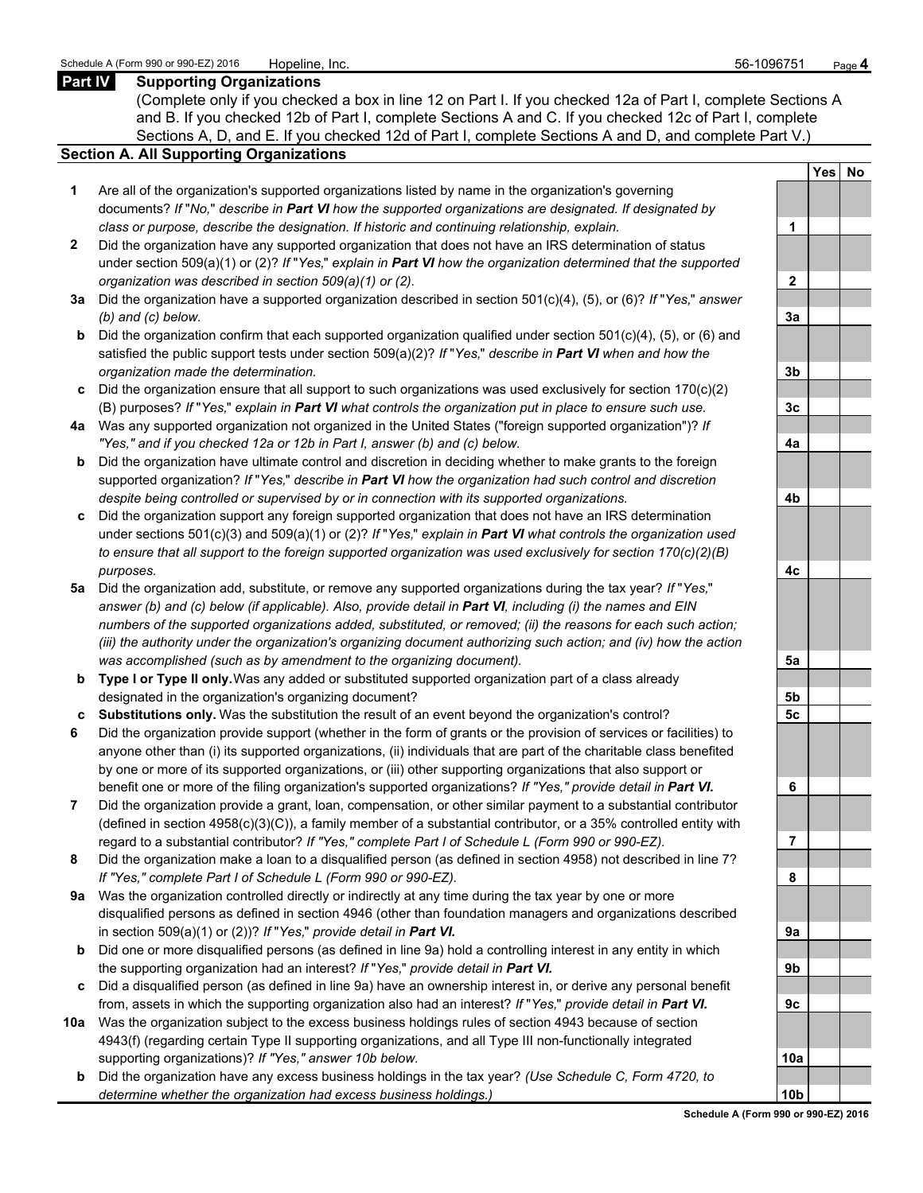## Part IV Supporting Organizations

(Complete only if you checked a box in line 12 on Part I. If you checked 12a of Part I, complete Sections A and B. If you checked 12b of Part I, complete Sections A and C. If you checked 12c of Part I, complete Sections A, D, and E. If you checked 12d of Part I, complete Sections A and D, and complete Part V.)

### Section A. All Supporting Organizations

| | | | Yes | No |
|---|---|---|---|---|
| **1** | Are all of the organization's supported organizations listed by name in the organization's governing documents? *If "No," describe in **Part VI** how the supported organizations are designated. If designated by class or purpose, describe the designation. If historic and continuing relationship, explain.* | 1 | | |
| **2** | Did the organization have any supported organization that does not have an IRS determination of status under section 509(a)(1) or (2)? *If "Yes," explain in **Part VI** how the organization determined that the supported organization was described in section 509(a)(1) or (2).* | 2 | | |
| **3a** | Did the organization have a supported organization described in section 501(c)(4), (5), or (6)? *If "Yes," answer (b) and (c) below.* | 3a | | |
| **b** | Did the organization confirm that each supported organization qualified under section 501(c)(4), (5), or (6) and satisfied the public support tests under section 509(a)(2)? *If "Yes," describe in **Part VI** when and how the organization made the determination.* | 3b | | |
| **c** | Did the organization ensure that all support to such organizations was used exclusively for section 170(c)(2)(B) purposes? *If "Yes," explain in **Part VI** what controls the organization put in place to ensure such use.* | 3c | | |
| **4a** | Was any supported organization not organized in the United States ("foreign supported organization")? *If "Yes," and if you checked 12a or 12b in Part I, answer (b) and (c) below.* | 4a | | |
| **b** | Did the organization have ultimate control and discretion in deciding whether to make grants to the foreign supported organization? *If "Yes," describe in **Part VI** how the organization had such control and discretion despite being controlled or supervised by or in connection with its supported organizations.* | 4b | | |
| **c** | Did the organization support any foreign supported organization that does not have an IRS determination under sections 501(c)(3) and 509(a)(1) or (2)? *If "Yes," explain in **Part VI** what controls the organization used to ensure that all support to the foreign supported organization was used exclusively for section 170(c)(2)(B) purposes.* | 4c | | |
| **5a** | Did the organization add, substitute, or remove any supported organizations during the tax year? *If "Yes," answer (b) and (c) below (if applicable). Also, provide detail in **Part VI**, including (i) the names and EIN numbers of the supported organizations added, substituted, or removed; (ii) the reasons for each such action; (iii) the authority under the organization's organizing document authorizing such action; and (iv) how the action was accomplished (such as by amendment to the organizing document).* | 5a | | |
| **b** | **Type I or Type II only.** Was any added or substituted supported organization part of a class already designated in the organization's organizing document? | 5b | | |
| **c** | **Substitutions only.** Was the substitution the result of an event beyond the organization's control? | 5c | | |
| **6** | Did the organization provide support (whether in the form of grants or the provision of services or facilities) to anyone other than (i) its supported organizations, (ii) individuals that are part of the charitable class benefited by one or more of its supported organizations, or (iii) other supporting organizations that also support or benefit one or more of the filing organization's supported organizations? *If "Yes," provide detail in **Part VI.*** | 6 | | |
| **7** | Did the organization provide a grant, loan, compensation, or other similar payment to a substantial contributor (defined in section 4958(c)(3)(C)), a family member of a substantial contributor, or a 35% controlled entity with regard to a substantial contributor? *If "Yes," complete Part I of Schedule L (Form 990 or 990-EZ).* | 7 | | |
| **8** | Did the organization make a loan to a disqualified person (as defined in section 4958) not described in line 7? *If "Yes," complete Part I of Schedule L (Form 990 or 990-EZ).* | 8 | | |
| **9a** | Was the organization controlled directly or indirectly at any time during the tax year by one or more disqualified persons as defined in section 4946 (other than foundation managers and organizations described in section 509(a)(1) or (2))? *If "Yes," provide detail in **Part VI.*** | 9a | | |
| **b** | Did one or more disqualified persons (as defined in line 9a) hold a controlling interest in any entity in which the supporting organization had an interest? *If "Yes," provide detail in **Part VI.*** | 9b | | |
| **c** | Did a disqualified person (as defined in line 9a) have an ownership interest in, or derive any personal benefit from, assets in which the supporting organization also had an interest? *If "Yes," provide detail in **Part VI.*** | 9c | | |
| **10a** | Was the organization subject to the excess business holdings rules of section 4943 because of section 4943(f) (regarding certain Type II supporting organizations, and all Type III non-functionally integrated supporting organizations)? *If "Yes," answer 10b below.* | 10a | | |
| **b** | Did the organization have any excess business holdings in the tax year? *(Use Schedule C, Form 4720, to determine whether the organization had excess business holdings.)* | 10b | | |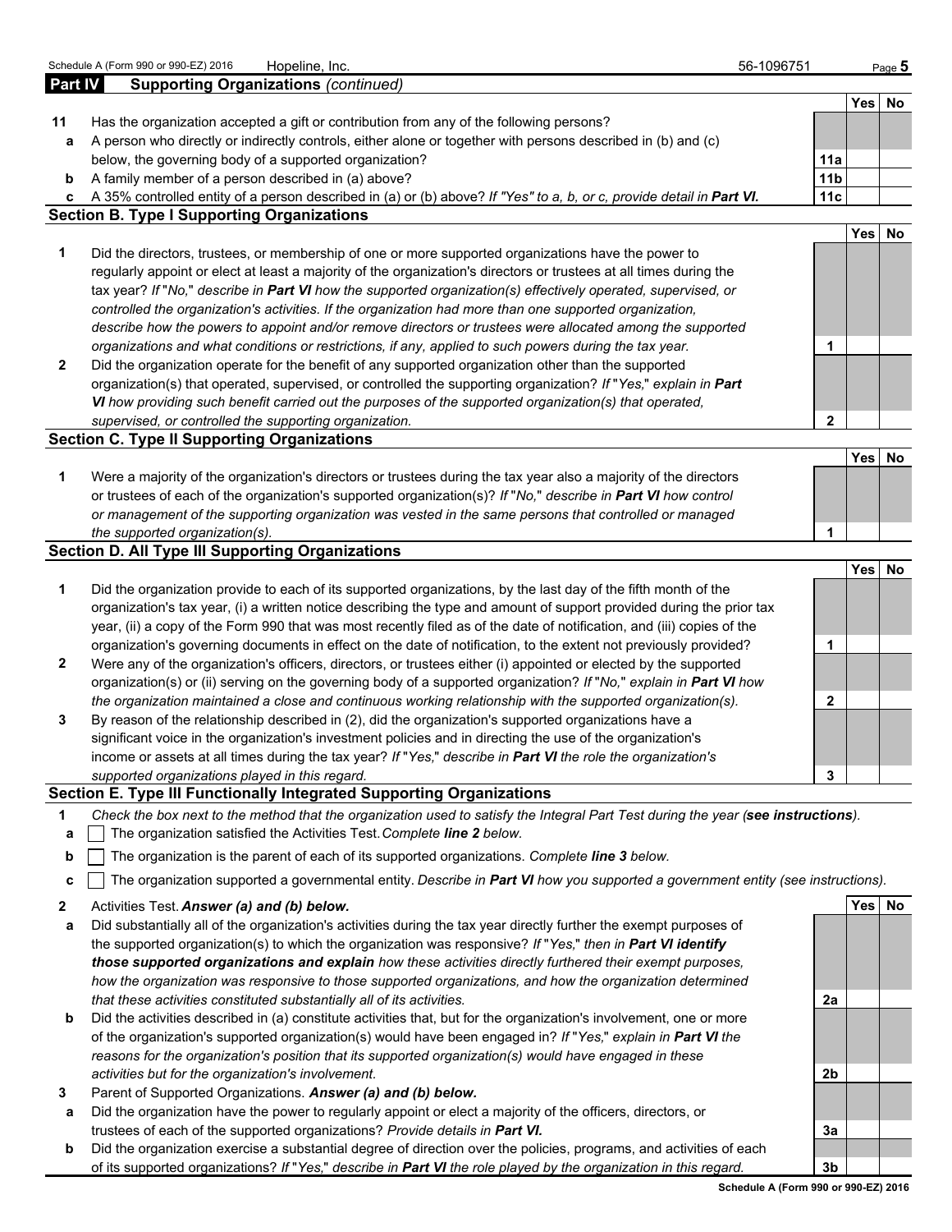## Part IV Supporting Organizations *(continued)*

| | | | Yes | No |
|---|---|---|---|---|
| **11** | Has the organization accepted a gift or contribution from any of the following persons? | | | |
| **a** | A person who directly or indirectly controls, either alone or together with persons described in (b) and (c) below, the governing body of a supported organization? | **11a** | | |
| **b** | A family member of a person described in (a) above? | **11b** | | |
| **c** | A 35% controlled entity of a person described in (a) or (b) above? *If "Yes" to a, b, or c, provide detail in* ***Part VI.*** | **11c** | | |

### Section B. Type I Supporting Organizations

| | | | Yes | No |
|---|---|---|---|---|
| **1** | Did the directors, trustees, or membership of one or more supported organizations have the power to regularly appoint or elect at least a majority of the organization's directors or trustees at all times during the tax year? *If "No," describe in* ***Part VI*** *how the supported organization(s) effectively operated, supervised, or controlled the organization's activities. If the organization had more than one supported organization, describe how the powers to appoint and/or remove directors or trustees were allocated among the supported organizations and what conditions or restrictions, if any, applied to such powers during the tax year.* | **1** | | |
| **2** | Did the organization operate for the benefit of any supported organization other than the supported organization(s) that operated, supervised, or controlled the supporting organization? *If "Yes," explain in* ***Part VI*** *how providing such benefit carried out the purposes of the supported organization(s) that operated, supervised, or controlled the supporting organization.* | **2** | | |

### Section C. Type II Supporting Organizations

| | | | Yes | No |
|---|---|---|---|---|
| **1** | Were a majority of the organization's directors or trustees during the tax year also a majority of the directors or trustees of each of the organization's supported organization(s)? *If "No," describe in* ***Part VI*** *how control or management of the supporting organization was vested in the same persons that controlled or managed the supported organization(s).* | **1** | | |

### Section D. All Type III Supporting Organizations

| | | | Yes | No |
|---|---|---|---|---|
| **1** | Did the organization provide to each of its supported organizations, by the last day of the fifth month of the organization's tax year, (i) a written notice describing the type and amount of support provided during the prior tax year, (ii) a copy of the Form 990 that was most recently filed as of the date of notification, and (iii) copies of the organization's governing documents in effect on the date of notification, to the extent not previously provided? | **1** | | |
| **2** | Were any of the organization's officers, directors, or trustees either (i) appointed or elected by the supported organization(s) or (ii) serving on the governing body of a supported organization? *If "No," explain in* ***Part VI*** *how the organization maintained a close and continuous working relationship with the supported organization(s).* | **2** | | |
| **3** | By reason of the relationship described in (2), did the organization's supported organizations have a significant voice in the organization's investment policies and in directing the use of the organization's income or assets at all times during the tax year? *If "Yes," describe in* ***Part VI*** *the role the organization's supported organizations played in this regard.* | **3** | | |

### Section E. Type III Functionally Integrated Supporting Organizations

**1** *Check the box next to the method that the organization used to satisfy the Integral Part Test during the year (****see instructions****).*

- **a** ☐ The organization satisfied the Activities Test. *Complete* ***line 2*** *below.*
- **b** ☐ The organization is the parent of each of its supported organizations. *Complete* ***line 3*** *below.*
- **c** ☐ The organization supported a governmental entity. *Describe in* ***Part VI*** *how you supported a government entity (see instructions).*

| | | | Yes | No |
|---|---|---|---|---|
| **2** | Activities Test. ***Answer (a) and (b) below.*** | | | |
| **a** | Did substantially all of the organization's activities during the tax year directly further the exempt purposes of the supported organization(s) to which the organization was responsive? *If "Yes," then in* ***Part VI identify those supported organizations and explain*** *how these activities directly furthered their exempt purposes, how the organization was responsive to those supported organizations, and how the organization determined that these activities constituted substantially all of its activities.* | **2a** | | |
| **b** | Did the activities described in (a) constitute activities that, but for the organization's involvement, one or more of the organization's supported organization(s) would have been engaged in? *If "Yes," explain in* ***Part VI*** *the reasons for the organization's position that its supported organization(s) would have engaged in these activities but for the organization's involvement.* | **2b** | | |
| **3** | Parent of Supported Organizations. ***Answer (a) and (b) below.*** | | | |
| **a** | Did the organization have the power to regularly appoint or elect a majority of the officers, directors, or trustees of each of the supported organizations? *Provide details in* ***Part VI.*** | **3a** | | |
| **b** | Did the organization exercise a substantial degree of direction over the policies, programs, and activities of each of its supported organizations? *If "Yes," describe in* ***Part VI*** *the role played by the organization in this regard.* | **3b** | | |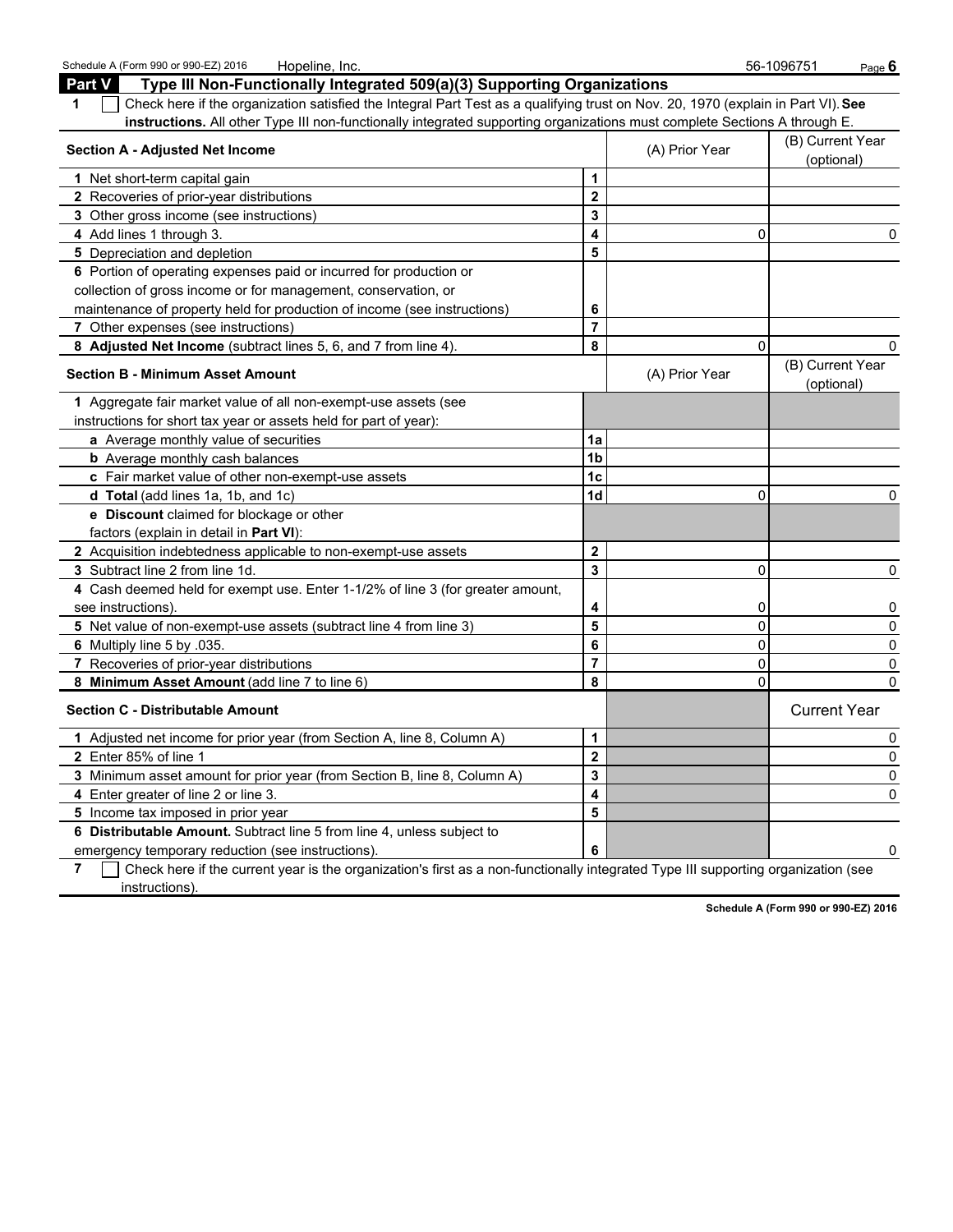## Part V Type III Non-Functionally Integrated 509(a)(3) Supporting Organizations

1 ☐ Check here if the organization satisfied the Integral Part Test as a qualifying trust on Nov. 20, 1970 (explain in Part VI). **See instructions.** All other Type III non-functionally integrated supporting organizations must complete Sections A through E.

| Section A - Adjusted Net Income | | (A) Prior Year | (B) Current Year (optional) |
|---|---|---|---|
| 1 Net short-term capital gain | 1 | | |
| 2 Recoveries of prior-year distributions | 2 | | |
| 3 Other gross income (see instructions) | 3 | | |
| 4 Add lines 1 through 3. | 4 | 0 | 0 |
| 5 Depreciation and depletion | 5 | | |
| 6 Portion of operating expenses paid or incurred for production or collection of gross income or for management, conservation, or maintenance of property held for production of income (see instructions) | 6 | | |
| 7 Other expenses (see instructions) | 7 | | |
| 8 **Adjusted Net Income** (subtract lines 5, 6, and 7 from line 4). | 8 | 0 | 0 |

| Section B - Minimum Asset Amount | | (A) Prior Year | (B) Current Year (optional) |
|---|---|---|---|
| 1 Aggregate fair market value of all non-exempt-use assets (see instructions for short tax year or assets held for part of year): | | | |
| a Average monthly value of securities | 1a | | |
| b Average monthly cash balances | 1b | | |
| c Fair market value of other non-exempt-use assets | 1c | | |
| d **Total** (add lines 1a, 1b, and 1c) | 1d | 0 | 0 |
| e **Discount** claimed for blockage or other factors (explain in detail in **Part VI**): | | | |
| 2 Acquisition indebtedness applicable to non-exempt-use assets | 2 | | |
| 3 Subtract line 2 from line 1d. | 3 | 0 | 0 |
| 4 Cash deemed held for exempt use. Enter 1-1/2% of line 3 (for greater amount, see instructions). | 4 | 0 | 0 |
| 5 Net value of non-exempt-use assets (subtract line 4 from line 3) | 5 | 0 | 0 |
| 6 Multiply line 5 by .035. | 6 | 0 | 0 |
| 7 Recoveries of prior-year distributions | 7 | 0 | 0 |
| 8 **Minimum Asset Amount** (add line 7 to line 6) | 8 | 0 | 0 |

| Section C - Distributable Amount | | | Current Year |
|---|---|---|---|
| 1 Adjusted net income for prior year (from Section A, line 8, Column A) | 1 | | 0 |
| 2 Enter 85% of line 1 | 2 | | 0 |
| 3 Minimum asset amount for prior year (from Section B, line 8, Column A) | 3 | | 0 |
| 4 Enter greater of line 2 or line 3. | 4 | | 0 |
| 5 Income tax imposed in prior year | 5 | | |
| 6 **Distributable Amount.** Subtract line 5 from line 4, unless subject to emergency temporary reduction (see instructions). | 6 | | 0 |

7 ☐ Check here if the current year is the organization's first as a non-functionally integrated Type III supporting organization (see instructions).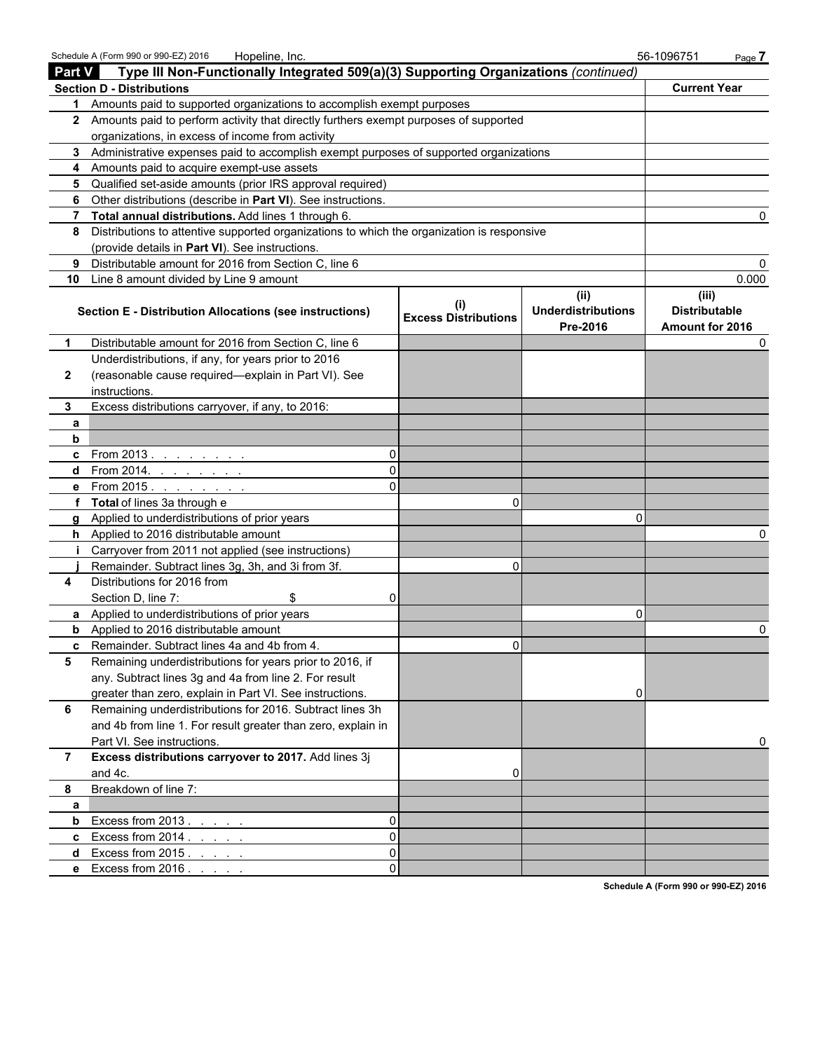Schedule A (Form 990 or 990-EZ) 2016 Hopeline, Inc. 56-1096751 Page 7

## Part V Type III Non-Functionally Integrated 509(a)(3) Supporting Organizations *(continued)*

| Section D - Distributions | | Current Year |
|---|---|---|
| 1 | Amounts paid to supported organizations to accomplish exempt purposes | |
| 2 | Amounts paid to perform activity that directly furthers exempt purposes of supported organizations, in excess of income from activity | |
| 3 | Administrative expenses paid to accomplish exempt purposes of supported organizations | |
| 4 | Amounts paid to acquire exempt-use assets | |
| 5 | Qualified set-aside amounts (prior IRS approval required) | |
| 6 | Other distributions (describe in **Part VI**). See instructions. | |
| 7 | **Total annual distributions.** Add lines 1 through 6. | 0 |
| 8 | Distributions to attentive supported organizations to which the organization is responsive (provide details in **Part VI**). See instructions. | |
| 9 | Distributable amount for 2016 from Section C, line 6 | 0 |
| 10 | Line 8 amount divided by Line 9 amount | 0.000 |

| | Section E - Distribution Allocations (see instructions) | (i) Excess Distributions | (ii) Underdistributions Pre-2016 | (iii) Distributable Amount for 2016 |
|---|---|---|---|---|
| 1 | Distributable amount for 2016 from Section C, line 6 | | | 0 |
| 2 | Underdistributions, if any, for years prior to 2016 (reasonable cause required—explain in Part VI). See instructions. | | | |
| 3 | Excess distributions carryover, if any, to 2016: | | | |
| a | | | | |
| b | | | | |
| c | From 2013 . . . . . . . . 0 | | | |
| d | From 2014. . . . . . . . 0 | | | |
| e | From 2015 . . . . . . . . 0 | | | |
| f | **Total** of lines 3a through e | 0 | | |
| g | Applied to underdistributions of prior years | | 0 | |
| h | Applied to 2016 distributable amount | | | 0 |
| i | Carryover from 2011 not applied (see instructions) | | | |
| j | Remainder. Subtract lines 3g, 3h, and 3i from 3f. | 0 | | |
| 4 | Distributions for 2016 from Section D, line 7: $ 0 | | | |
| a | Applied to underdistributions of prior years | | 0 | |
| b | Applied to 2016 distributable amount | | | 0 |
| c | Remainder. Subtract lines 4a and 4b from 4. | 0 | | |
| 5 | Remaining underdistributions for years prior to 2016, if any. Subtract lines 3g and 4a from line 2. For result greater than zero, explain in Part VI. See instructions. | | 0 | |
| 6 | Remaining underdistributions for 2016. Subtract lines 3h and 4b from line 1. For result greater than zero, explain in Part VI. See instructions. | | | 0 |
| 7 | **Excess distributions carryover to 2017.** Add lines 3j and 4c. | 0 | | |
| 8 | Breakdown of line 7: | | | |
| a | | | | |
| b | Excess from 2013 . . . . . 0 | | | |
| c | Excess from 2014 . . . . . 0 | | | |
| d | Excess from 2015 . . . . . 0 | | | |
| e | Excess from 2016 . . . . . 0 | | | |

Schedule A (Form 990 or 990-EZ) 2016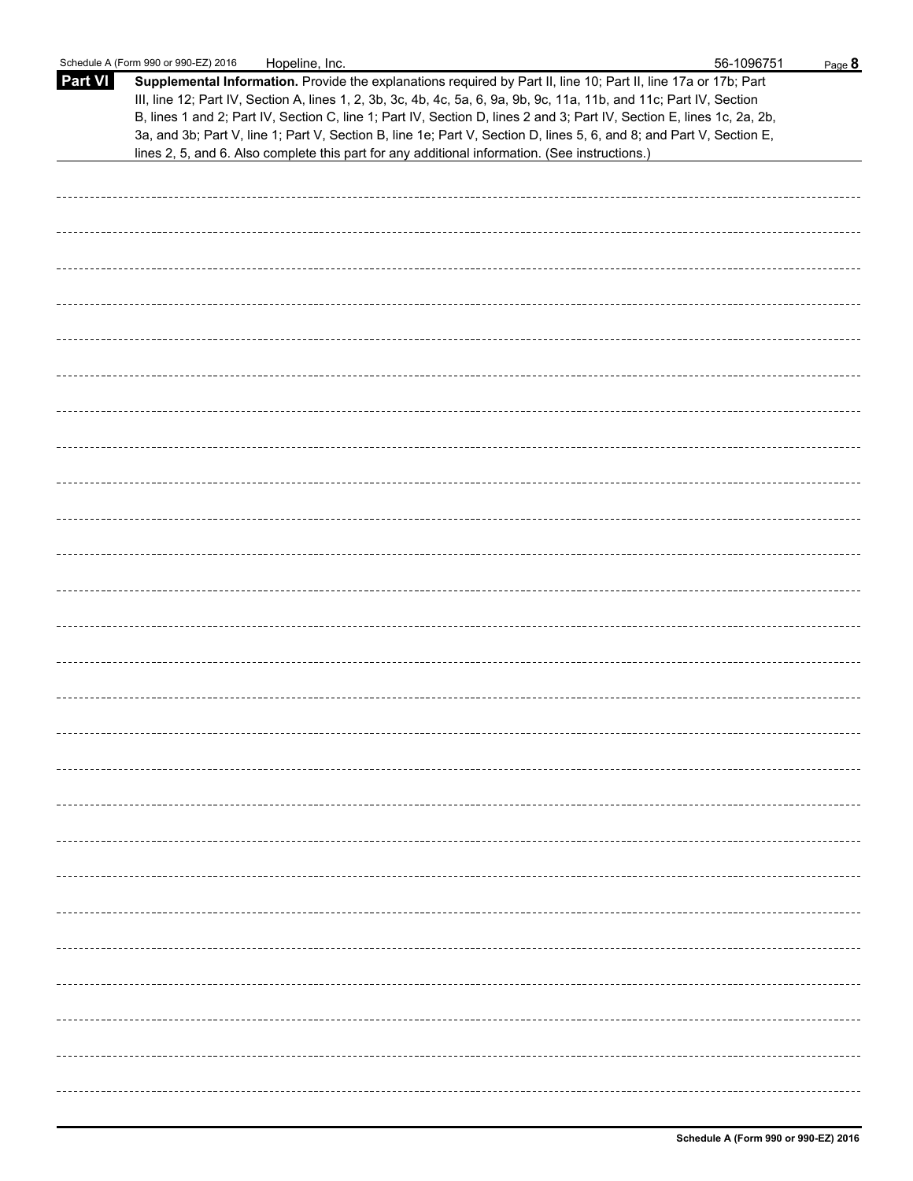Schedule A (Form 990 or 990-EZ) 2016 Hopeline, Inc. 56-1096751

## Part VI Supplemental Information.

**Supplemental Information.** Provide the explanations required by Part II, line 10; Part II, line 17a or 17b; Part III, line 12; Part IV, Section A, lines 1, 2, 3b, 3c, 4b, 4c, 5a, 6, 9a, 9b, 9c, 11a, 11b, and 11c; Part IV, Section B, lines 1 and 2; Part IV, Section C, line 1; Part IV, Section D, lines 2 and 3; Part IV, Section E, lines 1c, 2a, 2b, 3a, and 3b; Part V, line 1; Part V, Section B, line 1e; Part V, Section D, lines 5, 6, and 8; and Part V, Section E, lines 2, 5, and 6. Also complete this part for any additional information. (See instructions.)

**Schedule A (Form 990 or 990-EZ) 2016**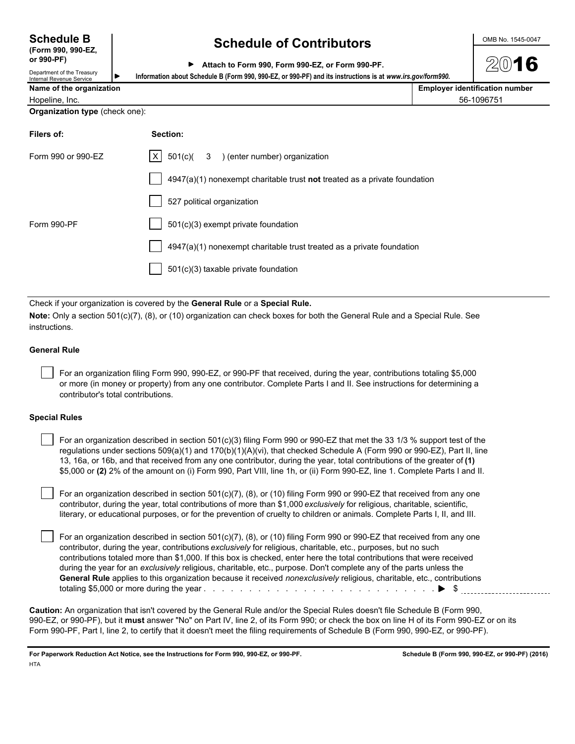# Schedule B (Form 990, 990-EZ, or 990-PF)

Department of the Treasury
Internal Revenue Service

## Schedule of Contributors

▶ **Attach to Form 990, Form 990-EZ, or Form 990-PF.**

▶ **Information about Schedule B (Form 990, 990-EZ, or 990-PF) and its instructions is at *www.irs.gov/form990.***

OMB No. 1545-0047

**2016**

| Name of the organization | Employer identification number |
|---|---|
| Hopeline, Inc. | 56-1096751 |

**Organization type** (check one):

| Filers of: | Section: |
|---|---|
| Form 990 or 990-EZ | [X] 501(c)( 3 ) (enter number) organization |
| | [ ] 4947(a)(1) nonexempt charitable trust **not** treated as a private foundation |
| | [ ] 527 political organization |
| Form 990-PF | [ ] 501(c)(3) exempt private foundation |
| | [ ] 4947(a)(1) nonexempt charitable trust treated as a private foundation |
| | [ ] 501(c)(3) taxable private foundation |

Check if your organization is covered by the **General Rule** or a **Special Rule.**

**Note:** Only a section 501(c)(7), (8), or (10) organization can check boxes for both the General Rule and a Special Rule. See instructions.

### General Rule

[ ] For an organization filing Form 990, 990-EZ, or 990-PF that received, during the year, contributions totaling $5,000 or more (in money or property) from any one contributor. Complete Parts I and II. See instructions for determining a contributor's total contributions.

### Special Rules

[ ] For an organization described in section 501(c)(3) filing Form 990 or 990-EZ that met the 33 1/3 % support test of the regulations under sections 509(a)(1) and 170(b)(1)(A)(vi), that checked Schedule A (Form 990 or 990-EZ), Part II, line 13, 16a, or 16b, and that received from any one contributor, during the year, total contributions of the greater of **(1)** $5,000 or **(2)** 2% of the amount on (i) Form 990, Part VIII, line 1h, or (ii) Form 990-EZ, line 1. Complete Parts I and II.

[ ] For an organization described in section 501(c)(7), (8), or (10) filing Form 990 or 990-EZ that received from any one contributor, during the year, total contributions of more than $1,000 *exclusively* for religious, charitable, scientific, literary, or educational purposes, or for the prevention of cruelty to children or animals. Complete Parts I, II, and III.

[ ] For an organization described in section 501(c)(7), (8), or (10) filing Form 990 or 990-EZ that received from any one contributor, during the year, contributions *exclusively* for religious, charitable, etc., purposes, but no such contributions totaled more than $1,000. If this box is checked, enter here the total contributions that were received during the year for an *exclusively* religious, charitable, etc., purpose. Don't complete any of the parts unless the **General Rule** applies to this organization because it received *nonexclusively* religious, charitable, etc., contributions totaling $5,000 or more during the year . . . . . . . . . . . . . . . . . . . . . . . . . . . . . . ▶ $ ____________

**Caution:** An organization that isn't covered by the General Rule and/or the Special Rules doesn't file Schedule B (Form 990, 990-EZ, or 990-PF), but it **must** answer "No" on Part IV, line 2, of its Form 990; or check the box on line H of its Form 990-EZ or on its Form 990-PF, Part I, line 2, to certify that it doesn't meet the filing requirements of Schedule B (Form 990, 990-EZ, or 990-PF).

**For Paperwork Reduction Act Notice, see the Instructions for Form 990, 990-EZ, or 990-PF.** **Schedule B (Form 990, 990-EZ, or 990-PF) (2016)**

HTA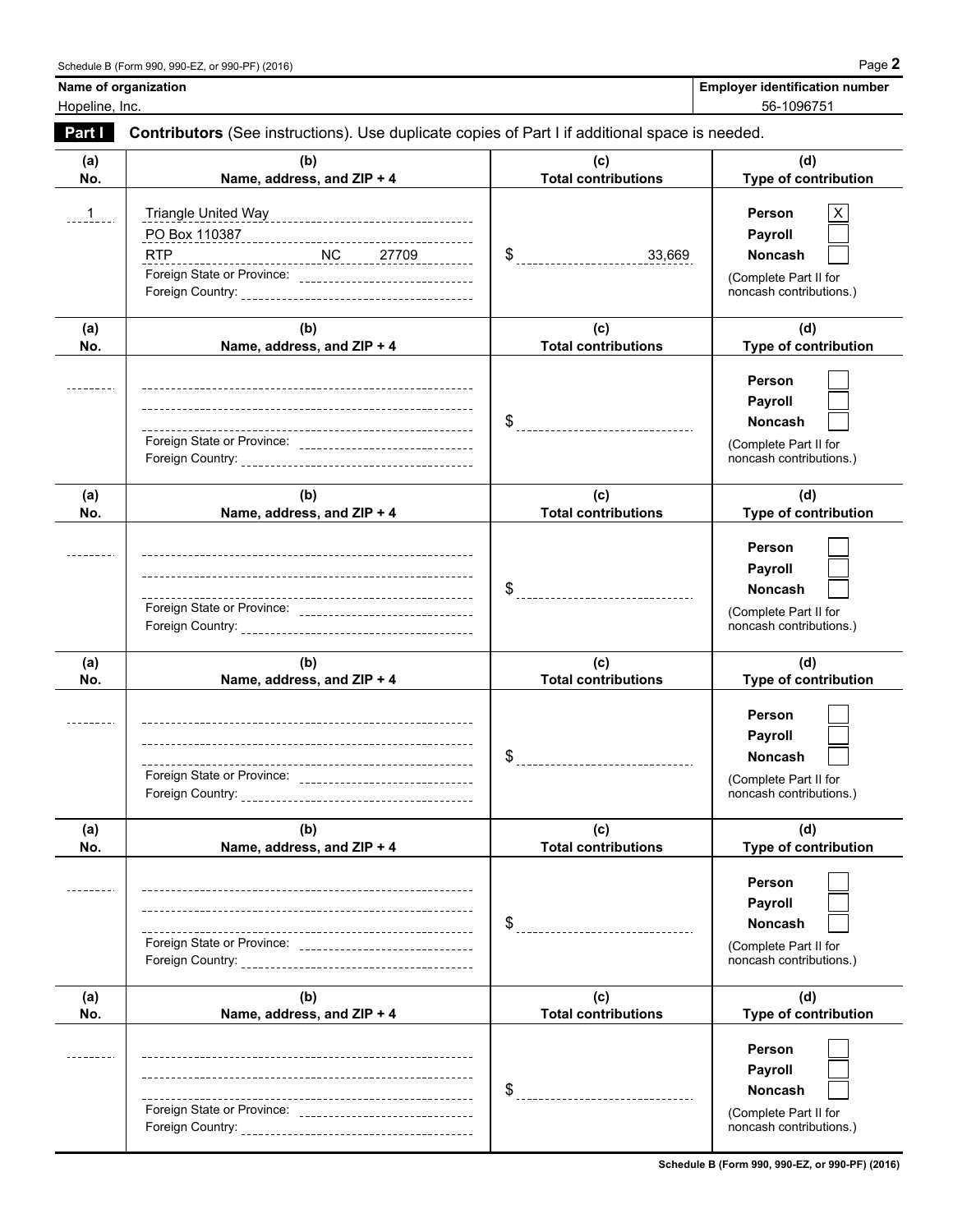Schedule B (Form 990, 990-EZ, or 990-PF) (2016) Page **2**

| Name of organization | Employer identification number |
|---|---|
| Hopeline, Inc. | 56-1096751 |

**Part I** **Contributors** (See instructions). Use duplicate copies of Part I if additional space is needed.

| (a) No. | (b) Name, address, and ZIP + 4 | (c) Total contributions | (d) Type of contribution |
|---|---|---|---|
| 1 | Triangle United Way<br>PO Box 110387<br>RTP NC 27709<br>Foreign State or Province:<br>Foreign Country: | $ 33,669 | Person [X]<br>Payroll [ ]<br>Noncash [ ]<br>(Complete Part II for noncash contributions.) |
| | Foreign State or Province:<br>Foreign Country: | $ | Person [ ]<br>Payroll [ ]<br>Noncash [ ]<br>(Complete Part II for noncash contributions.) |
| | Foreign State or Province:<br>Foreign Country: | $ | Person [ ]<br>Payroll [ ]<br>Noncash [ ]<br>(Complete Part II for noncash contributions.) |
| | Foreign State or Province:<br>Foreign Country: | $ | Person [ ]<br>Payroll [ ]<br>Noncash [ ]<br>(Complete Part II for noncash contributions.) |
| | Foreign State or Province:<br>Foreign Country: | $ | Person [ ]<br>Payroll [ ]<br>Noncash [ ]<br>(Complete Part II for noncash contributions.) |
| | Foreign State or Province:<br>Foreign Country: | $ | Person [ ]<br>Payroll [ ]<br>Noncash [ ]<br>(Complete Part II for noncash contributions.) |

**Schedule B (Form 990, 990-EZ, or 990-PF) (2016)**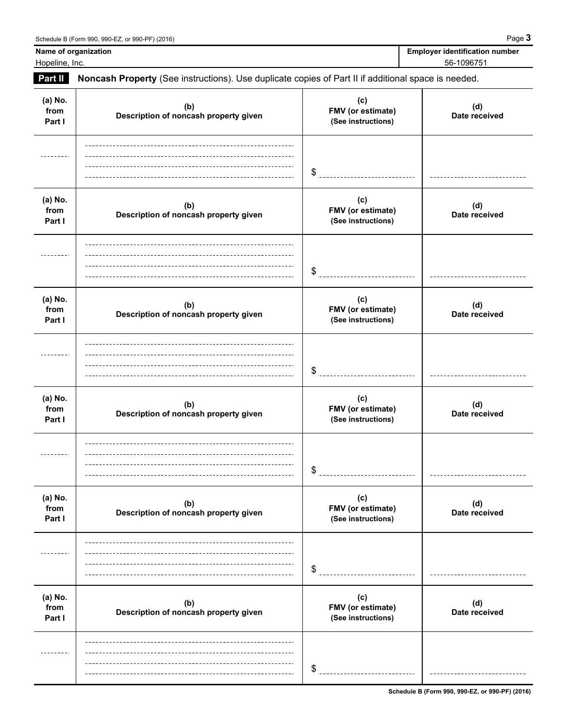| Name of organization | Employer identification number |
|---|---|
| Hopeline, Inc. | 56-1096751 |

**Part II** **Noncash Property** (See instructions). Use duplicate copies of Part II if additional space is needed.

| (a) No. from Part I | (b) Description of noncash property given | (c) FMV (or estimate) (See instructions) | (d) Date received |
|---|---|---|---|
| | | $ | |

| (a) No. from Part I | (b) Description of noncash property given | (c) FMV (or estimate) (See instructions) | (d) Date received |
|---|---|---|---|
| | | $ | |

| (a) No. from Part I | (b) Description of noncash property given | (c) FMV (or estimate) (See instructions) | (d) Date received |
|---|---|---|---|
| | | $ | |

| (a) No. from Part I | (b) Description of noncash property given | (c) FMV (or estimate) (See instructions) | (d) Date received |
|---|---|---|---|
| | | $ | |

| (a) No. from Part I | (b) Description of noncash property given | (c) FMV (or estimate) (See instructions) | (d) Date received |
|---|---|---|---|
| | | $ | |

| (a) No. from Part I | (b) Description of noncash property given | (c) FMV (or estimate) (See instructions) | (d) Date received |
|---|---|---|---|
| | | $ | |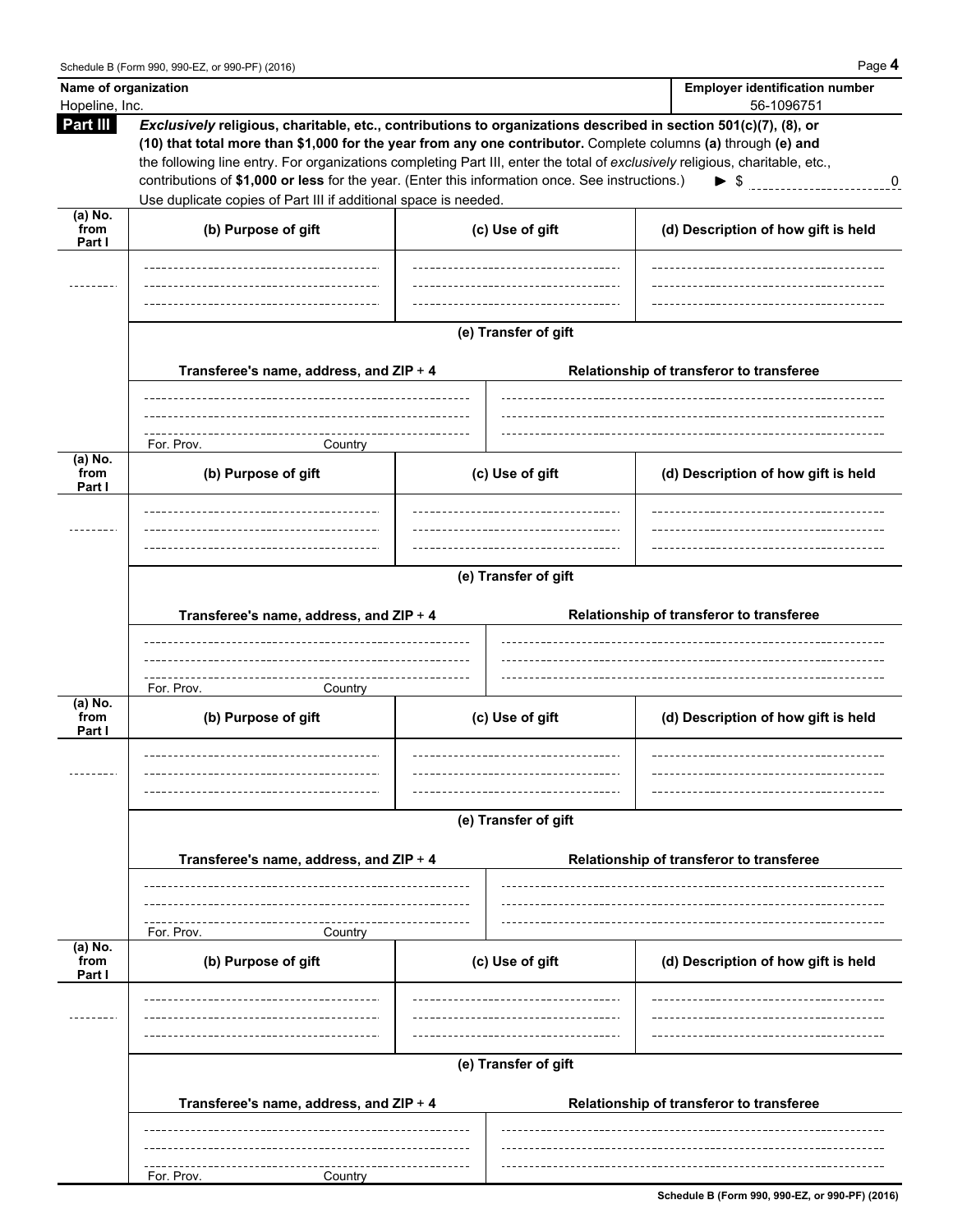| Name of organization | Employer identification number |
| --- | --- |
| Hopeline, Inc. | 56-1096751 |

**Part III** ***Exclusively*** **religious, charitable, etc., contributions to organizations described in section 501(c)(7), (8), or (10) that total more than $1,000 for the year from any one contributor.** Complete columns **(a)** through **(e) and** the following line entry. For organizations completing Part III, enter the total of *exclusively* religious, charitable, etc., contributions of **$1,000 or less** for the year. (Enter this information once. See instructions.) ► $ 0

Use duplicate copies of Part III if additional space is needed.

| (a) No. from Part I | (b) Purpose of gift | (c) Use of gift | (d) Description of how gift is held |
| --- | --- | --- | --- |
| | | | |

**(e) Transfer of gift**

| Transferee's name, address, and ZIP + 4 | Relationship of transferor to transferee |
| --- | --- |
| For. Prov. Country | |

| (a) No. from Part I | (b) Purpose of gift | (c) Use of gift | (d) Description of how gift is held |
| --- | --- | --- | --- |
| | | | |

**(e) Transfer of gift**

| Transferee's name, address, and ZIP + 4 | Relationship of transferor to transferee |
| --- | --- |
| For. Prov. Country | |

| (a) No. from Part I | (b) Purpose of gift | (c) Use of gift | (d) Description of how gift is held |
| --- | --- | --- | --- |
| | | | |

**(e) Transfer of gift**

| Transferee's name, address, and ZIP + 4 | Relationship of transferor to transferee |
| --- | --- |
| For. Prov. Country | |

| (a) No. from Part I | (b) Purpose of gift | (c) Use of gift | (d) Description of how gift is held |
| --- | --- | --- | --- |
| | | | |

**(e) Transfer of gift**

| Transferee's name, address, and ZIP + 4 | Relationship of transferor to transferee |
| --- | --- |
| For. Prov. Country | |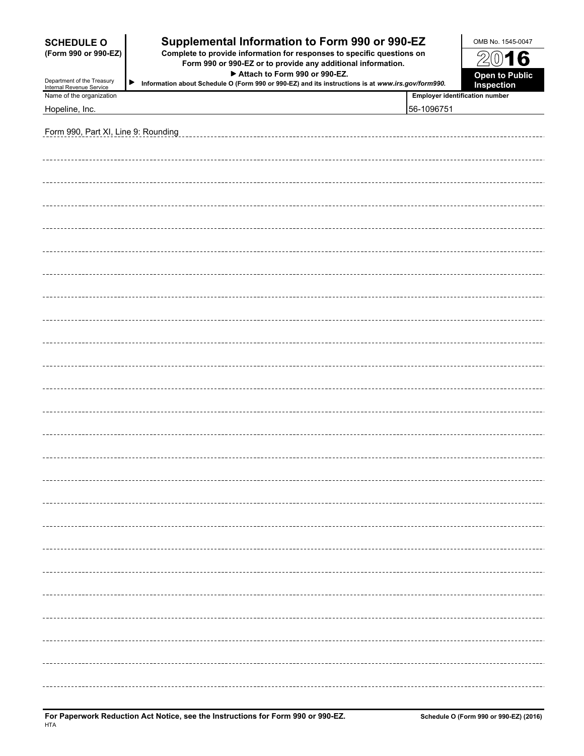# SCHEDULE O (Form 990 or 990-EZ)

Department of the Treasury
Internal Revenue Service

## Supplemental Information to Form 990 or 990-EZ

**Complete to provide information for responses to specific questions on Form 990 or 990-EZ or to provide any additional information.**

**▶ Attach to Form 990 or 990-EZ.**

**▶ Information about Schedule O (Form 990 or 990-EZ) and its instructions is at *www.irs.gov/form990*.**

OMB No. 1545-0047

**2016**

**Open to Public Inspection**

| Name of the organization | Employer identification number |
|---|---|
| Hopeline, Inc. | 56-1096751 |

Form 990, Part XI, Line 9: Rounding

**For Paperwork Reduction Act Notice, see the Instructions for Form 990 or 990-EZ.**

HTA

**Schedule O (Form 990 or 990-EZ) (2016)**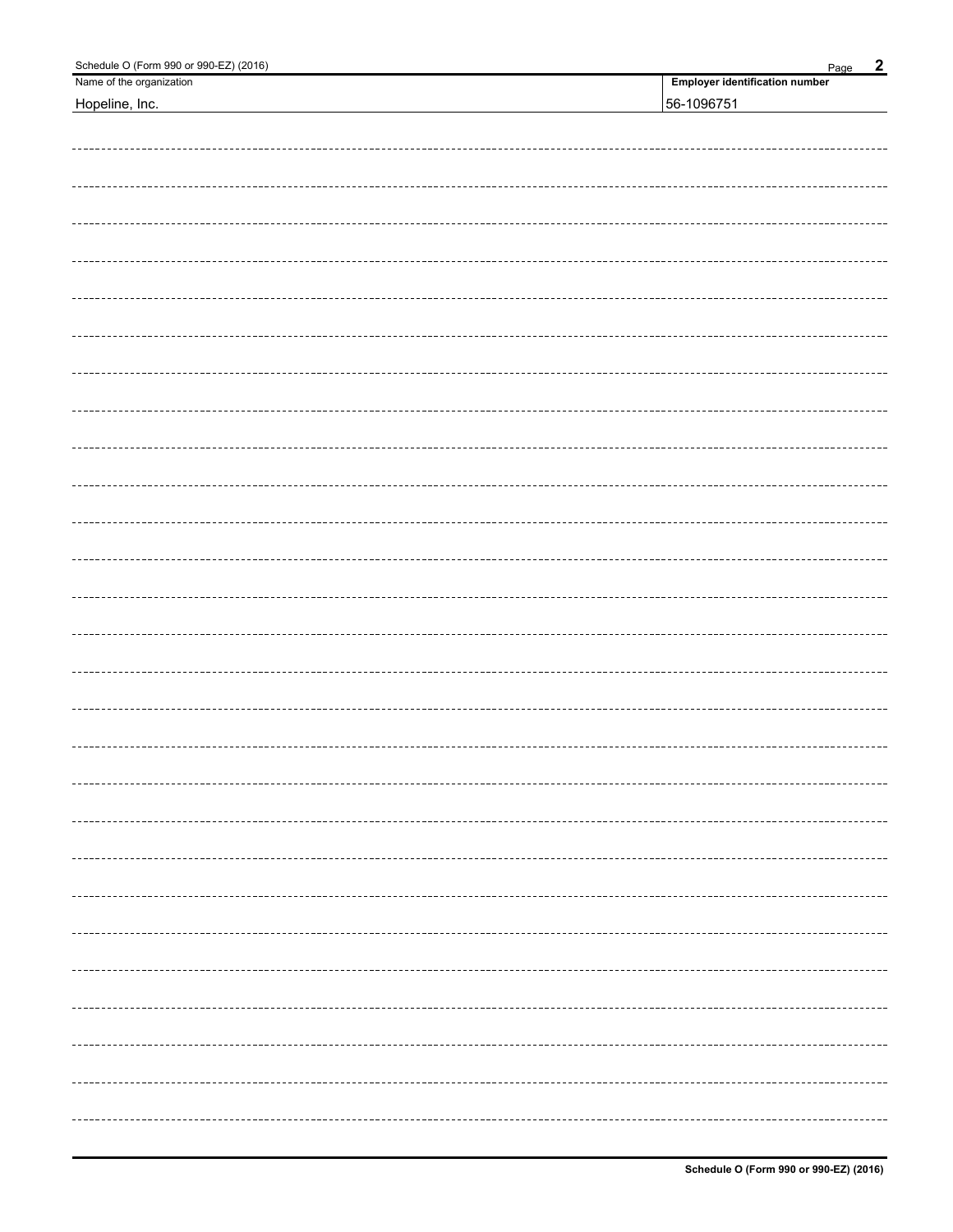| Name of the organization | Employer identification number |
| --- | --- |
| Hopeline, Inc. | 56-1096751 |